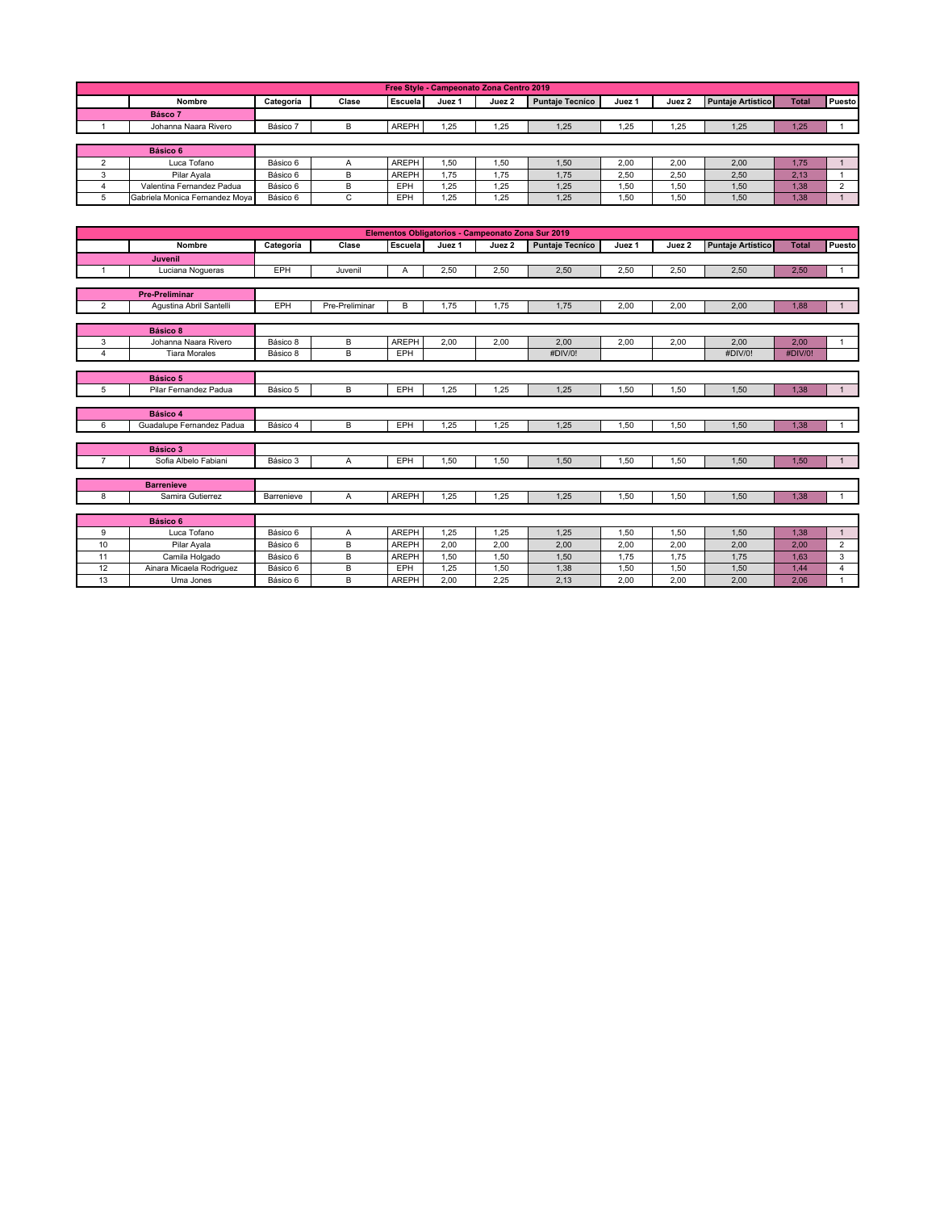## Free Style - Campeonato Zona Centro 2019

| | Nombre | Categoría | Clase | Escuela | Juez 1 | Juez 2 | Puntaje Tecnico | Juez 1 | Juez 2 | Puntaje Artístico | Total | Puesto |
|---|---|---|---|---|---|---|---|---|---|---|---|---|
| | **Básco 7** | | | | | | | | | | | |
| 1 | Johanna Naara Rivero | Básico 7 | B | AREPH | 1,25 | 1,25 | 1,25 | 1,25 | 1,25 | 1,25 | 1,25 | 1 |
| | **Básico 6** | | | | | | | | | | | |
| 2 | Luca Tofano | Básico 6 | A | AREPH | 1,50 | 1,50 | 1,50 | 2,00 | 2,00 | 2,00 | 1,75 | 1 |
| 3 | Pilar Ayala | Básico 6 | B | AREPH | 1,75 | 1,75 | 1,75 | 2,50 | 2,50 | 2,50 | 2,13 | 1 |
| 4 | Valentina Fernandez Padua | Básico 6 | B | EPH | 1,25 | 1,25 | 1,25 | 1,50 | 1,50 | 1,50 | 1,38 | 2 |
| 5 | Gabriela Monica Fernandez Moya | Básico 6 | C | EPH | 1,25 | 1,25 | 1,25 | 1,50 | 1,50 | 1,50 | 1,38 | 1 |

## Elementos Obligatorios - Campeonato Zona Sur 2019

| | Nombre | Categoría | Clase | Escuela | Juez 1 | Juez 2 | Puntaje Tecnico | Juez 1 | Juez 2 | Puntaje Artístico | Total | Puesto |
|---|---|---|---|---|---|---|---|---|---|---|---|---|
| | **Juvenil** | | | | | | | | | | | |
| 1 | Luciana Nogueras | EPH | Juvenil | A | 2,50 | 2,50 | 2,50 | 2,50 | 2,50 | 2,50 | 2,50 | 1 |
| | **Pre-Preliminar** | | | | | | | | | | | |
| 2 | Agustina Abril Santelli | EPH | Pre-Preliminar | B | 1,75 | 1,75 | 1,75 | 2,00 | 2,00 | 2,00 | 1,88 | 1 |
| | **Básico 8** | | | | | | | | | | | |
| 3 | Johanna Naara Rivero | Básico 8 | B | AREPH | 2,00 | 2,00 | 2,00 | 2,00 | 2,00 | 2,00 | 2,00 | 1 |
| 4 | Tiara Morales | Básico 8 | B | EPH | | | #DIV/0! | | | #DIV/0! | #DIV/0! | |
| | **Básico 5** | | | | | | | | | | | |
| 5 | Pilar Fernandez Padua | Básico 5 | B | EPH | 1,25 | 1,25 | 1,25 | 1,50 | 1,50 | 1,50 | 1,38 | 1 |
| | **Básico 4** | | | | | | | | | | | |
| 6 | Guadalupe Fernandez Padua | Básico 4 | B | EPH | 1,25 | 1,25 | 1,25 | 1,50 | 1,50 | 1,50 | 1,38 | 1 |
| | **Básico 3** | | | | | | | | | | | |
| 7 | Sofia Albelo Fabiani | Básico 3 | A | EPH | 1,50 | 1,50 | 1,50 | 1,50 | 1,50 | 1,50 | 1,50 | 1 |
| | **Barrenieve** | | | | | | | | | | | |
| 8 | Samira Gutierrez | Barrenieve | A | AREPH | 1,25 | 1,25 | 1,25 | 1,50 | 1,50 | 1,50 | 1,38 | 1 |
| | **Básico 6** | | | | | | | | | | | |
| 9 | Luca Tofano | Básico 6 | A | AREPH | 1,25 | 1,25 | 1,25 | 1,50 | 1,50 | 1,50 | 1,38 | 1 |
| 10 | Pilar Ayala | Básico 6 | B | AREPH | 2,00 | 2,00 | 2,00 | 2,00 | 2,00 | 2,00 | 2,00 | 2 |
| 11 | Camila Holgado | Básico 6 | B | AREPH | 1,50 | 1,50 | 1,50 | 1,75 | 1,75 | 1,75 | 1,63 | 3 |
| 12 | Ainara Micaela Rodriguez | Básico 6 | B | EPH | 1,25 | 1,50 | 1,38 | 1,50 | 1,50 | 1,50 | 1,44 | 4 |
| 13 | Uma Jones | Básico 6 | B | AREPH | 2,00 | 2,25 | 2,13 | 2,00 | 2,00 | 2,00 | 2,06 | 1 |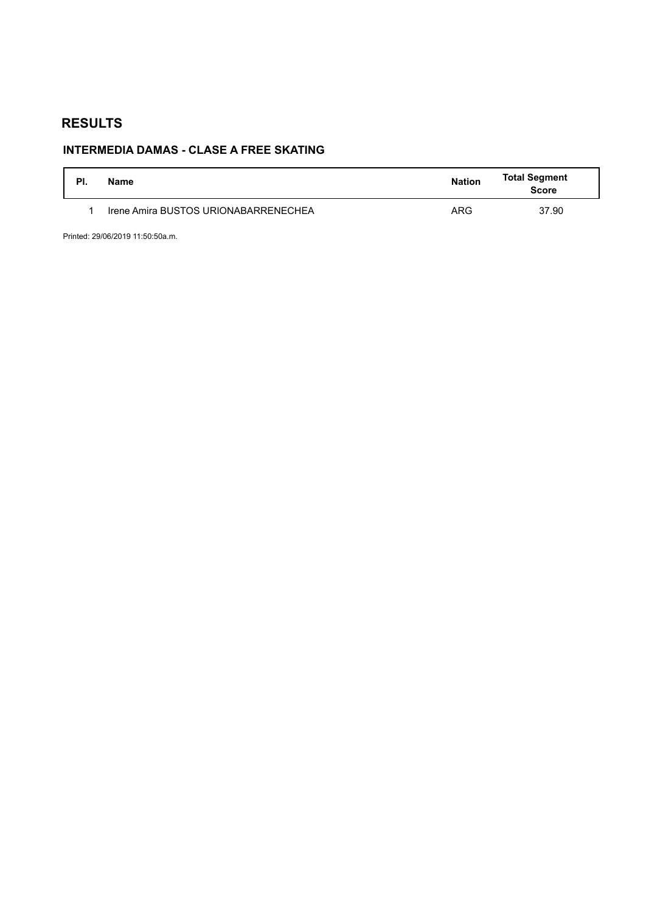# RESULTS

## INTERMEDIA DAMAS - CLASE A FREE SKATING

| Pl. | Name | Nation | Total Segment Score |
|---|---|---|---|
| 1 | Irene Amira BUSTOS URIONABARRENECHEA | ARG | 37.90 |

Printed: 29/06/2019 11:50:50a.m.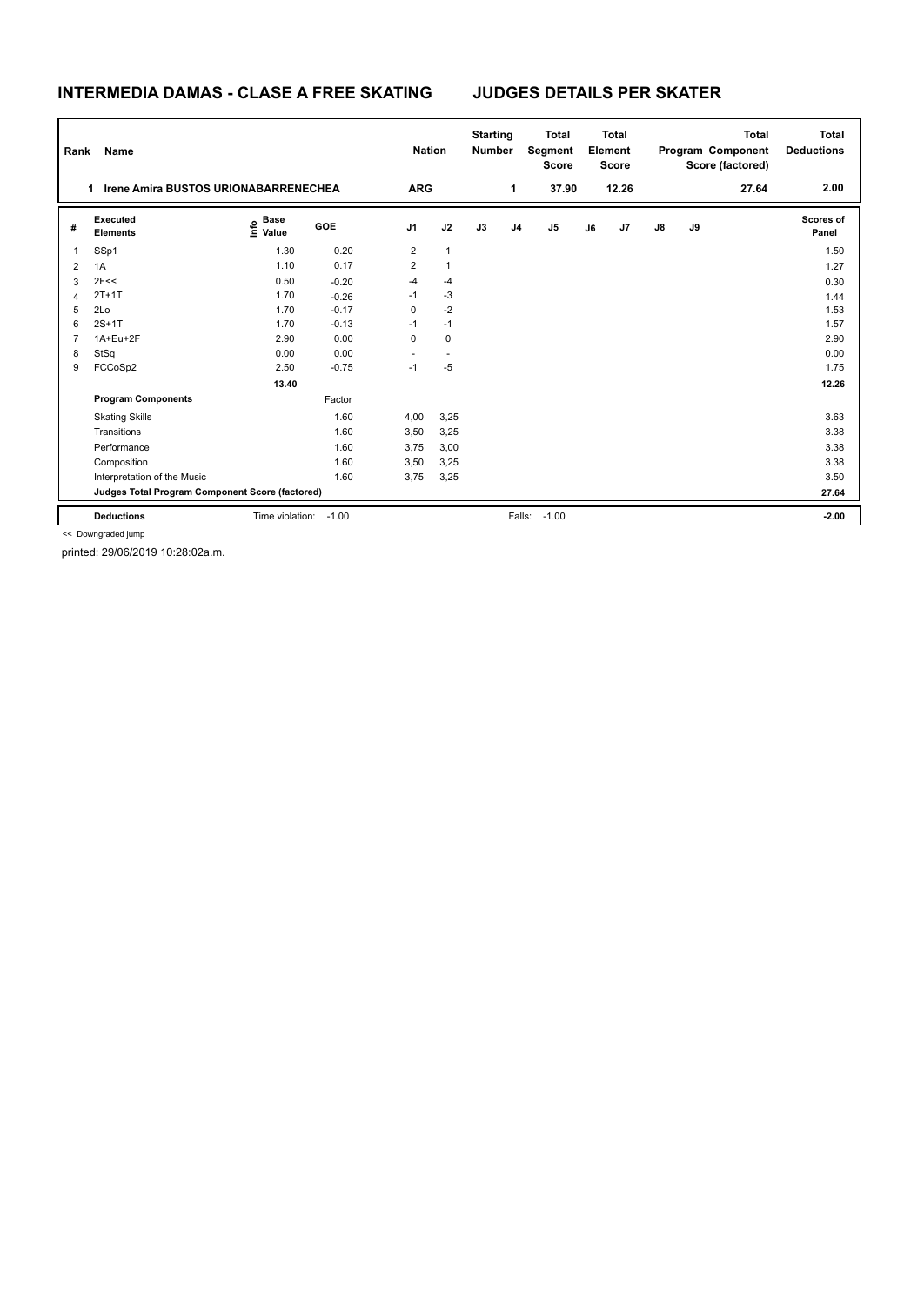# INTERMEDIA DAMAS - CLASE A FREE SKATING JUDGES DETAILS PER SKATER

| Rank | Name | Nation | Starting Number | Total Segment Score | Total Element Score | Total Program Component Score (factored) | Total Deductions |
|---|---|---|---|---|---|---|---|
| 1 | Irene Amira BUSTOS URIONABARRENECHEA | ARG | 1 | 37.90 | 12.26 | 27.64 | 2.00 |

| # | Executed Elements | Info | Base Value | GOE | J1 | J2 | J3 | J4 | J5 | J6 | J7 | J8 | J9 | Scores of Panel |
|---|---|---|---|---|---|---|---|---|---|---|---|---|---|---|
| 1 | SSp1 | | 1.30 | 0.20 | 2 | 1 | | | | | | | | 1.50 |
| 2 | 1A | | 1.10 | 0.17 | 2 | 1 | | | | | | | | 1.27 |
| 3 | 2F<< | | 0.50 | -0.20 | -4 | -4 | | | | | | | | 0.30 |
| 4 | 2T+1T | | 1.70 | -0.26 | -1 | -3 | | | | | | | | 1.44 |
| 5 | 2Lo | | 1.70 | -0.17 | 0 | -2 | | | | | | | | 1.53 |
| 6 | 2S+1T | | 1.70 | -0.13 | -1 | -1 | | | | | | | | 1.57 |
| 7 | 1A+Eu+2F | | 2.90 | 0.00 | 0 | 0 | | | | | | | | 2.90 |
| 8 | StSq | | 0.00 | 0.00 | - | - | | | | | | | | 0.00 |
| 9 | FCCoSp2 | | 2.50 | -0.75 | -1 | -5 | | | | | | | | 1.75 |
| | | | 13.40 | | | | | | | | | | | 12.26 |
| | **Program Components** | | | Factor | | | | | | | | | | |
| | Skating Skills | | | 1.60 | 4,00 | 3,25 | | | | | | | | 3.63 |
| | Transitions | | | 1.60 | 3,50 | 3,25 | | | | | | | | 3.38 |
| | Performance | | | 1.60 | 3,75 | 3,00 | | | | | | | | 3.38 |
| | Composition | | | 1.60 | 3,50 | 3,25 | | | | | | | | 3.38 |
| | Interpretation of the Music | | | 1.60 | 3,75 | 3,25 | | | | | | | | 3.50 |
| | Judges Total Program Component Score (factored) | | | | | | | | | | | | | 27.64 |
| | **Deductions** | | Time violation: | -1.00 | | | | Falls: | -1.00 | | | | | -2.00 |

<< Downgraded jump

printed: 29/06/2019 10:28:02a.m.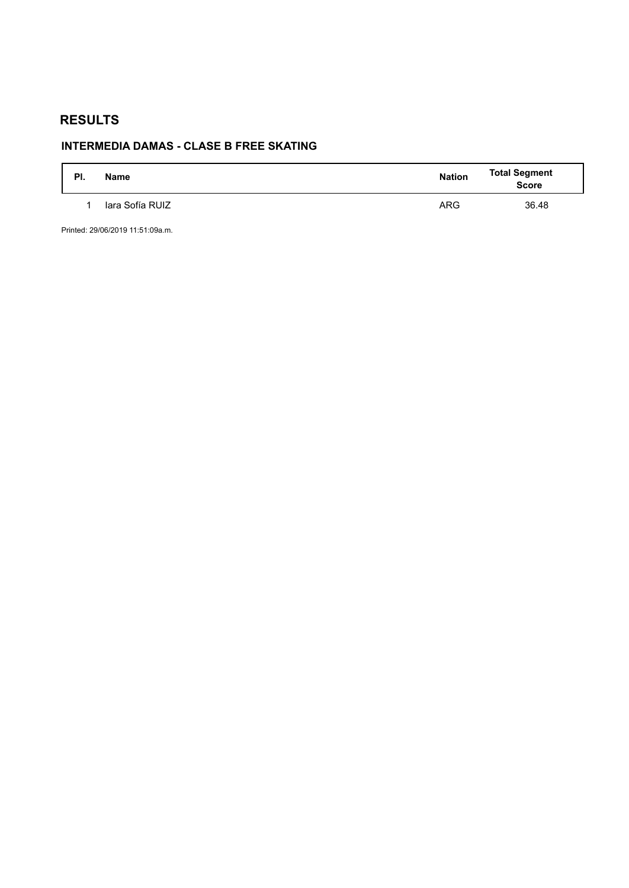# RESULTS

## INTERMEDIA DAMAS - CLASE B FREE SKATING

| Pl. | Name | Nation | Total Segment Score |
| --- | --- | --- | --- |
| 1 | Iara Sofía RUIZ | ARG | 36.48 |

Printed: 29/06/2019 11:51:09a.m.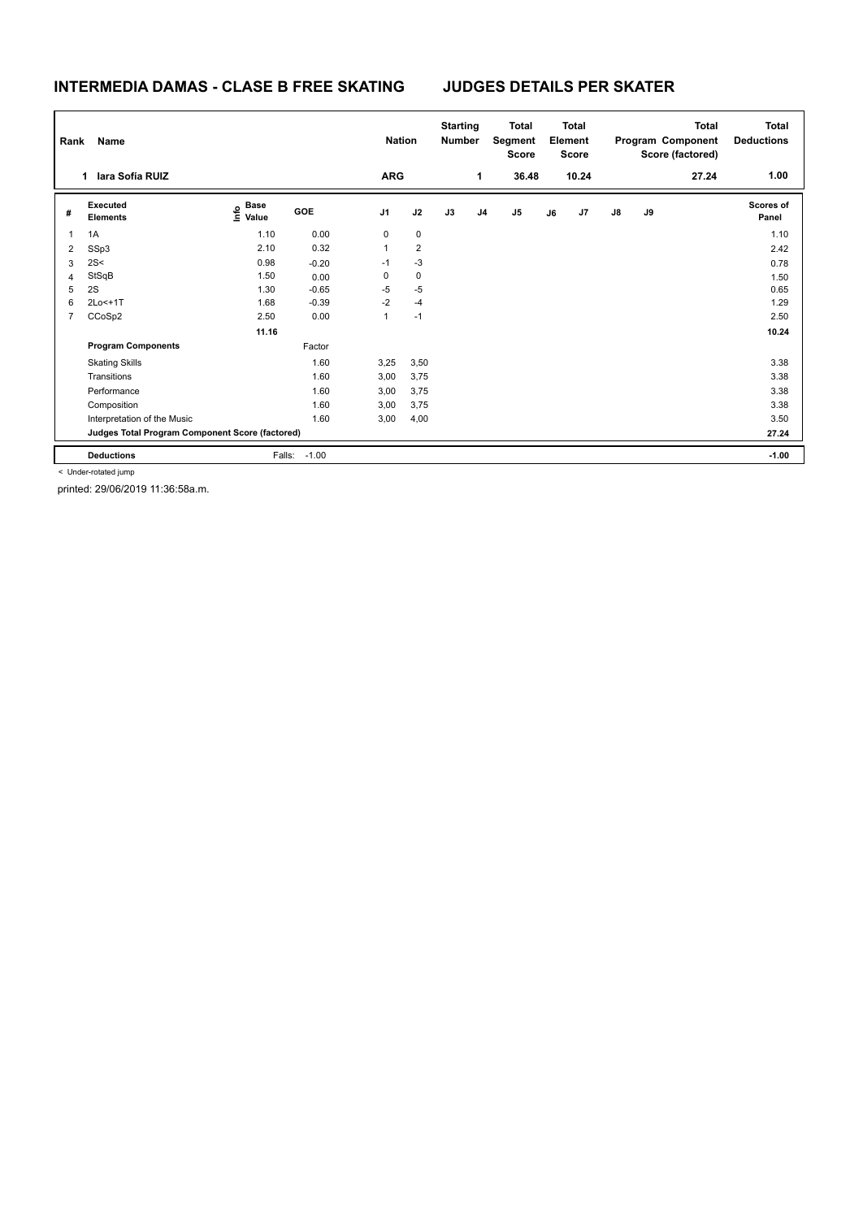## INTERMEDIA DAMAS - CLASE B FREE SKATING JUDGES DETAILS PER SKATER

| Rank | Name | Nation | Starting Number | Total Segment Score | Total Element Score | Total Program Component Score (factored) | Total Deductions |
|---|---|---|---|---|---|---|---|
| 1 | Iara Sofía RUIZ | ARG | 1 | 36.48 | 10.24 | 27.24 | 1.00 |

| # | Executed Elements | Info | Base Value | GOE | J1 | J2 | J3 | J4 | J5 | J6 | J7 | J8 | J9 | Scores of Panel |
|---|---|---|---|---|---|---|---|---|---|---|---|---|---|---|
| 1 | 1A | | 1.10 | 0.00 | 0 | 0 | | | | | | | | 1.10 |
| 2 | SSp3 | | 2.10 | 0.32 | 1 | 2 | | | | | | | | 2.42 |
| 3 | 2S< | | 0.98 | -0.20 | -1 | -3 | | | | | | | | 0.78 |
| 4 | StSqB | | 1.50 | 0.00 | 0 | 0 | | | | | | | | 1.50 |
| 5 | 2S | | 1.30 | -0.65 | -5 | -5 | | | | | | | | 0.65 |
| 6 | 2Lo<+1T | | 1.68 | -0.39 | -2 | -4 | | | | | | | | 1.29 |
| 7 | CCoSp2 | | 2.50 | 0.00 | 1 | -1 | | | | | | | | 2.50 |
| | | | 11.16 | | | | | | | | | | | 10.24 |
| | **Program Components** | | | Factor | | | | | | | | | | |
| | Skating Skills | | | 1.60 | 3,25 | 3,50 | | | | | | | | 3.38 |
| | Transitions | | | 1.60 | 3,00 | 3,75 | | | | | | | | 3.38 |
| | Performance | | | 1.60 | 3,00 | 3,75 | | | | | | | | 3.38 |
| | Composition | | | 1.60 | 3,00 | 3,75 | | | | | | | | 3.38 |
| | Interpretation of the Music | | | 1.60 | 3,00 | 4,00 | | | | | | | | 3.50 |
| | **Judges Total Program Component Score (factored)** | | | | | | | | | | | | | 27.24 |
| | **Deductions** | | Falls: | -1.00 | | | | | | | | | | -1.00 |

< Under-rotated jump

printed: 29/06/2019 11:36:58a.m.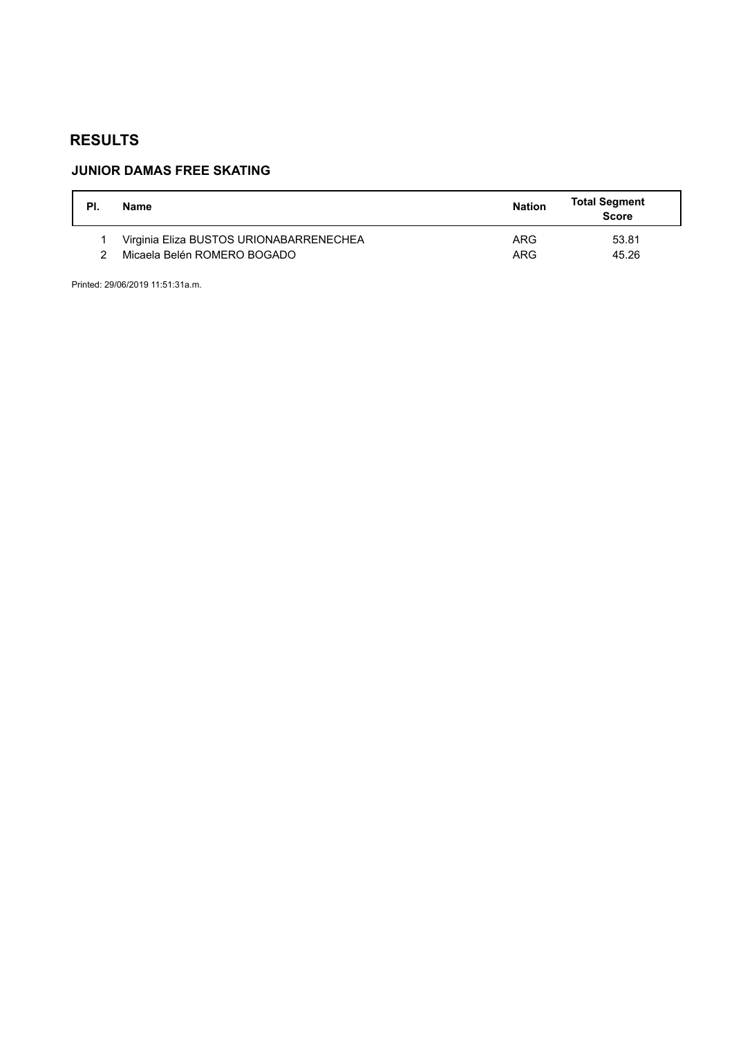# RESULTS

## JUNIOR DAMAS FREE SKATING

| Pl. | Name | Nation | Total Segment Score |
|---|---|---|---|
| 1 | Virginia Eliza BUSTOS URIONABARRENECHEA | ARG | 53.81 |
| 2 | Micaela Belén ROMERO BOGADO | ARG | 45.26 |

Printed: 29/06/2019 11:51:31a.m.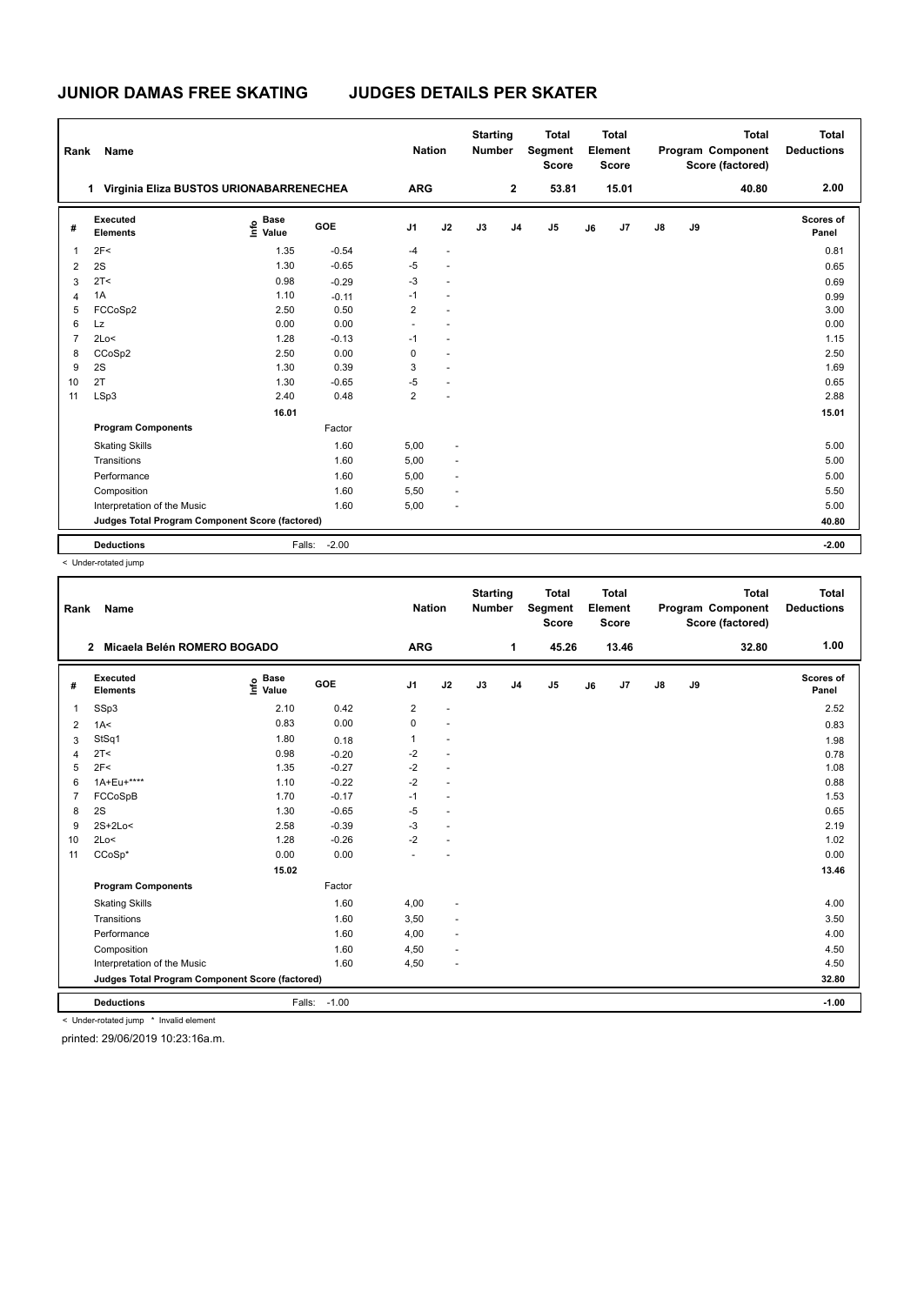# JUNIOR DAMAS FREE SKATING JUDGES DETAILS PER SKATER

| Rank | Name | Nation | Starting Number | Total Segment Score | Total Element Score | Total Program Component Score (factored) | Total Deductions |
|---|---|---|---|---|---|---|---|
| 1 | Virginia Eliza BUSTOS URIONABARRENECHEA | ARG | 2 | 53.81 | 15.01 | 40.80 | 2.00 |

| # | Executed Elements | Info | Base Value | GOE | J1 | J2 | J3 | J4 | J5 | J6 | J7 | J8 | J9 | Scores of Panel |
|---|---|---|---|---|---|---|---|---|---|---|---|---|---|---|
| 1 | 2F< | | 1.35 | -0.54 | -4 | - | | | | | | | | 0.81 |
| 2 | 2S | | 1.30 | -0.65 | -5 | - | | | | | | | | 0.65 |
| 3 | 2T< | | 0.98 | -0.29 | -3 | - | | | | | | | | 0.69 |
| 4 | 1A | | 1.10 | -0.11 | -1 | - | | | | | | | | 0.99 |
| 5 | FCCoSp2 | | 2.50 | 0.50 | 2 | - | | | | | | | | 3.00 |
| 6 | Lz | | 0.00 | 0.00 | - | - | | | | | | | | 0.00 |
| 7 | 2Lo< | | 1.28 | -0.13 | -1 | - | | | | | | | | 1.15 |
| 8 | CCoSp2 | | 2.50 | 0.00 | 0 | - | | | | | | | | 2.50 |
| 9 | 2S | | 1.30 | 0.39 | 3 | - | | | | | | | | 1.69 |
| 10 | 2T | | 1.30 | -0.65 | -5 | - | | | | | | | | 0.65 |
| 11 | LSp3 | | 2.40 | 0.48 | 2 | - | | | | | | | | 2.88 |
| | | | 16.01 | | | | | | | | | | | 15.01 |
| | **Program Components** | | | Factor | | | | | | | | | | |
| | Skating Skills | | | 1.60 | 5,00 | - | | | | | | | | 5.00 |
| | Transitions | | | 1.60 | 5,00 | - | | | | | | | | 5.00 |
| | Performance | | | 1.60 | 5,00 | - | | | | | | | | 5.00 |
| | Composition | | | 1.60 | 5,50 | - | | | | | | | | 5.50 |
| | Interpretation of the Music | | | 1.60 | 5,00 | - | | | | | | | | 5.00 |
| | **Judges Total Program Component Score (factored)** | | | | | | | | | | | | | 40.80 |
| | **Deductions** | | Falls: | -2.00 | | | | | | | | | | -2.00 |

< Under-rotated jump

| Rank | Name | Nation | Starting Number | Total Segment Score | Total Element Score | Total Program Component Score (factored) | Total Deductions |
|---|---|---|---|---|---|---|---|
| 2 | Micaela Belén ROMERO BOGADO | ARG | 1 | 45.26 | 13.46 | 32.80 | 1.00 |

| # | Executed Elements | Info | Base Value | GOE | J1 | J2 | J3 | J4 | J5 | J6 | J7 | J8 | J9 | Scores of Panel |
|---|---|---|---|---|---|---|---|---|---|---|---|---|---|---|
| 1 | SSp3 | | 2.10 | 0.42 | 2 | - | | | | | | | | 2.52 |
| 2 | 1A< | | 0.83 | 0.00 | 0 | - | | | | | | | | 0.83 |
| 3 | StSq1 | | 1.80 | 0.18 | 1 | - | | | | | | | | 1.98 |
| 4 | 2T< | | 0.98 | -0.20 | -2 | - | | | | | | | | 0.78 |
| 5 | 2F< | | 1.35 | -0.27 | -2 | - | | | | | | | | 1.08 |
| 6 | 1A+Eu+**** | | 1.10 | -0.22 | -2 | - | | | | | | | | 0.88 |
| 7 | FCCoSpB | | 1.70 | -0.17 | -1 | - | | | | | | | | 1.53 |
| 8 | 2S | | 1.30 | -0.65 | -5 | - | | | | | | | | 0.65 |
| 9 | 2S+2Lo< | | 2.58 | -0.39 | -3 | - | | | | | | | | 2.19 |
| 10 | 2Lo< | | 1.28 | -0.26 | -2 | - | | | | | | | | 1.02 |
| 11 | CCoSp* | | 0.00 | 0.00 | - | - | | | | | | | | 0.00 |
| | | | 15.02 | | | | | | | | | | | 13.46 |
| | **Program Components** | | | Factor | | | | | | | | | | |
| | Skating Skills | | | 1.60 | 4,00 | - | | | | | | | | 4.00 |
| | Transitions | | | 1.60 | 3,50 | - | | | | | | | | 3.50 |
| | Performance | | | 1.60 | 4,00 | - | | | | | | | | 4.00 |
| | Composition | | | 1.60 | 4,50 | - | | | | | | | | 4.50 |
| | Interpretation of the Music | | | 1.60 | 4,50 | - | | | | | | | | 4.50 |
| | **Judges Total Program Component Score (factored)** | | | | | | | | | | | | | 32.80 |
| | **Deductions** | | Falls: | -1.00 | | | | | | | | | | -1.00 |

< Under-rotated jump * Invalid element

printed: 29/06/2019 10:23:16a.m.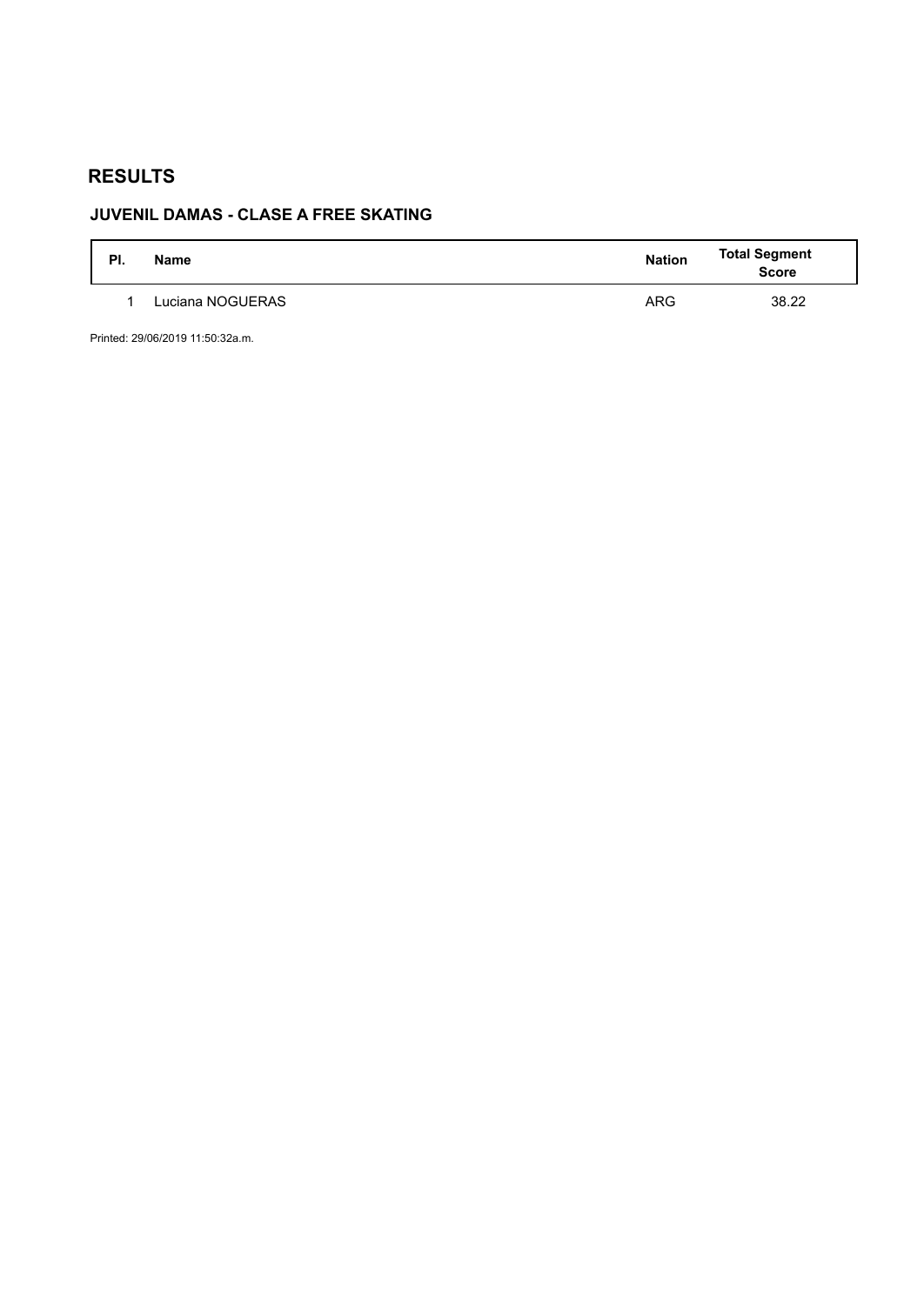# RESULTS

## JUVENIL DAMAS - CLASE A FREE SKATING

| Pl. | Name | Nation | Total Segment Score |
|---|---|---|---|
| 1 | Luciana NOGUERAS | ARG | 38.22 |

Printed: 29/06/2019 11:50:32a.m.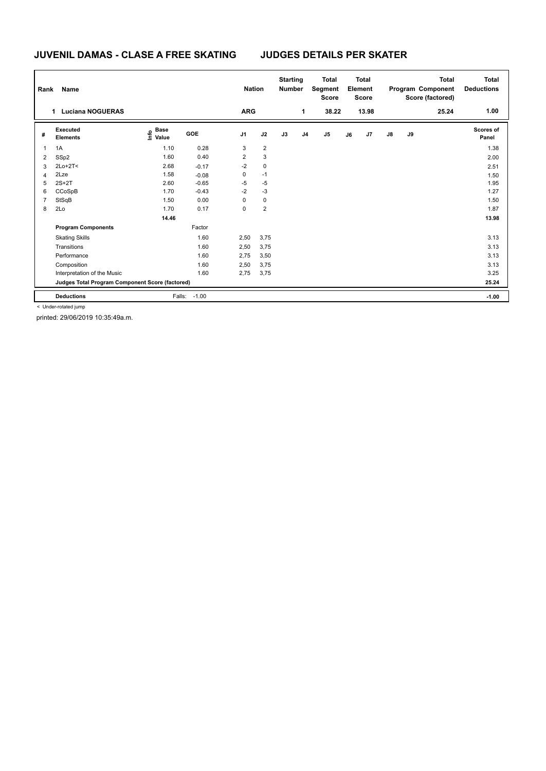# JUVENIL DAMAS - CLASE A FREE SKATING JUDGES DETAILS PER SKATER

| Rank | Name | Nation | Starting Number | Total Segment Score | Total Element Score | Total Program Component Score (factored) | Total Deductions |
|---|---|---|---|---|---|---|---|
| 1 | Luciana NOGUERAS | ARG | 1 | 38.22 | 13.98 | 25.24 | 1.00 |

| # | Executed Elements | Info | Base Value | GOE | J1 | J2 | J3 | J4 | J5 | J6 | J7 | J8 | J9 | Scores of Panel |
|---|---|---|---|---|---|---|---|---|---|---|---|---|---|---|
| 1 | 1A | | 1.10 | 0.28 | 3 | 2 | | | | | | | | 1.38 |
| 2 | SSp2 | | 1.60 | 0.40 | 2 | 3 | | | | | | | | 2.00 |
| 3 | 2Lo+2T< | | 2.68 | -0.17 | -2 | 0 | | | | | | | | 2.51 |
| 4 | 2Lze | | 1.58 | -0.08 | 0 | -1 | | | | | | | | 1.50 |
| 5 | 2S+2T | | 2.60 | -0.65 | -5 | -5 | | | | | | | | 1.95 |
| 6 | CCoSpB | | 1.70 | -0.43 | -2 | -3 | | | | | | | | 1.27 |
| 7 | StSqB | | 1.50 | 0.00 | 0 | 0 | | | | | | | | 1.50 |
| 8 | 2Lo | | 1.70 | 0.17 | 0 | 2 | | | | | | | | 1.87 |
| | | | 14.46 | | | | | | | | | | | 13.98 |
| | **Program Components** | | | Factor | | | | | | | | | | |
| | Skating Skills | | | 1.60 | 2,50 | 3,75 | | | | | | | | 3.13 |
| | Transitions | | | 1.60 | 2,50 | 3,75 | | | | | | | | 3.13 |
| | Performance | | | 1.60 | 2,75 | 3,50 | | | | | | | | 3.13 |
| | Composition | | | 1.60 | 2,50 | 3,75 | | | | | | | | 3.13 |
| | Interpretation of the Music | | | 1.60 | 2,75 | 3,75 | | | | | | | | 3.25 |
| | **Judges Total Program Component Score (factored)** | | | | | | | | | | | | | 25.24 |
| | **Deductions** | | Falls: | -1.00 | | | | | | | | | | -1.00 |

< Under-rotated jump

printed: 29/06/2019 10:35:49a.m.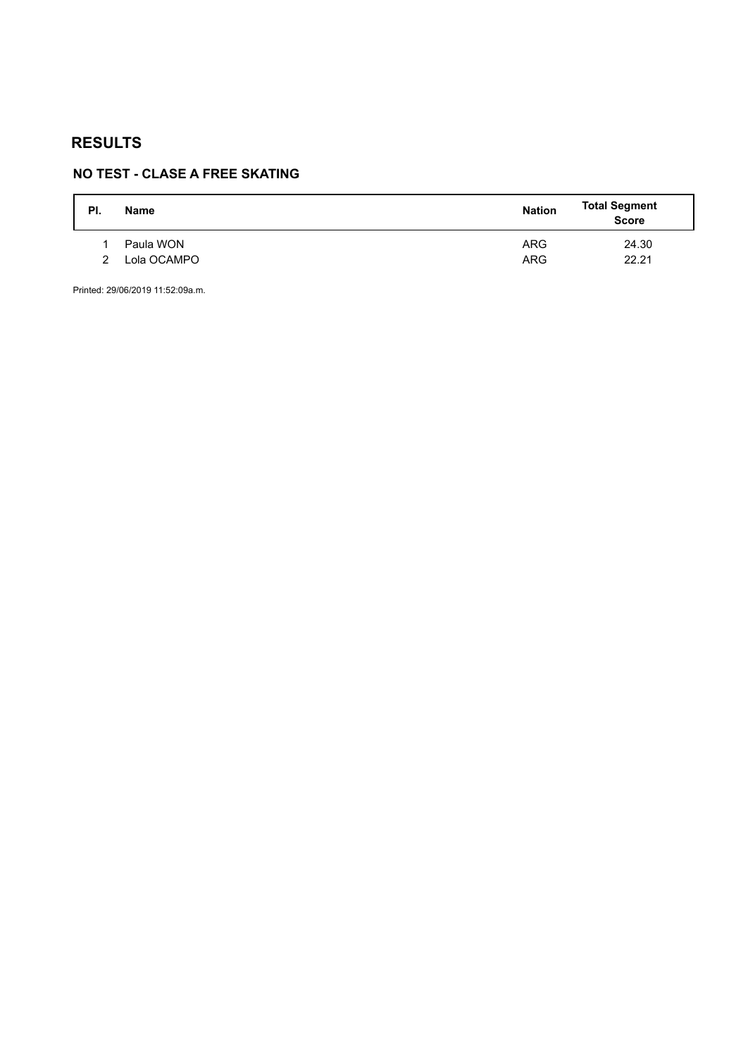# RESULTS

## NO TEST - CLASE A FREE SKATING

| Pl. | Name | Nation | Total Segment Score |
|---|---|---|---|
| 1 | Paula WON | ARG | 24.30 |
| 2 | Lola OCAMPO | ARG | 22.21 |

Printed: 29/06/2019 11:52:09a.m.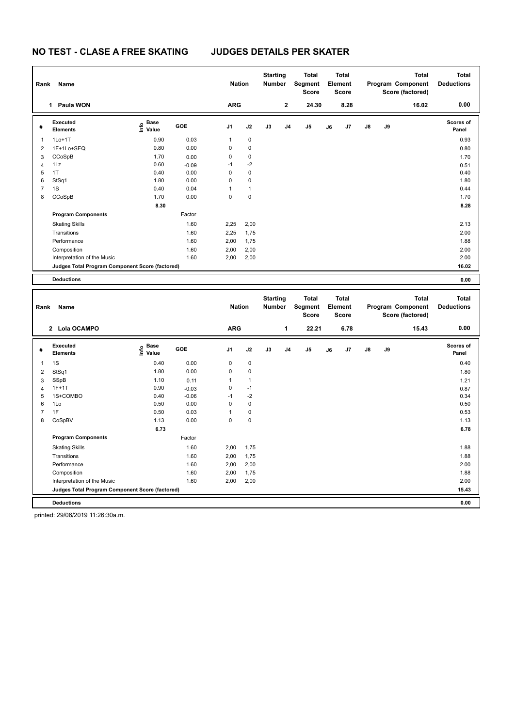# NO TEST - CLASE A FREE SKATING JUDGES DETAILS PER SKATER

| Rank | Name | Nation | Starting Number | Total Segment Score | Total Element Score | Total Program Component Score (factored) | Total Deductions |
|---|---|---|---|---|---|---|---|
| 1 | Paula WON | ARG | 2 | 24.30 | 8.28 | 16.02 | 0.00 |

| # | Executed Elements | Info | Base Value | GOE | J1 | J2 | J3 | J4 | J5 | J6 | J7 | J8 | J9 | Scores of Panel |
|---|---|---|---|---|---|---|---|---|---|---|---|---|---|---|
| 1 | 1Lo+1T | | 0.90 | 0.03 | 1 | 0 | | | | | | | | 0.93 |
| 2 | 1F+1Lo+SEQ | | 0.80 | 0.00 | 0 | 0 | | | | | | | | 0.80 |
| 3 | CCoSpB | | 1.70 | 0.00 | 0 | 0 | | | | | | | | 1.70 |
| 4 | 1Lz | | 0.60 | -0.09 | -1 | -2 | | | | | | | | 0.51 |
| 5 | 1T | | 0.40 | 0.00 | 0 | 0 | | | | | | | | 0.40 |
| 6 | StSq1 | | 1.80 | 0.00 | 0 | 0 | | | | | | | | 1.80 |
| 7 | 1S | | 0.40 | 0.04 | 1 | 1 | | | | | | | | 0.44 |
| 8 | CCoSpB | | 1.70 | 0.00 | 0 | 0 | | | | | | | | 1.70 |
| | | | 8.30 | | | | | | | | | | | 8.28 |

| Program Components | Factor | J1 | J2 | J3 | J4 | J5 | J6 | J7 | J8 | J9 | Scores of Panel |
|---|---|---|---|---|---|---|---|---|---|---|---|
| Skating Skills | 1.60 | 2,25 | 2,00 | | | | | | | | 2.13 |
| Transitions | 1.60 | 2,25 | 1,75 | | | | | | | | 2.00 |
| Performance | 1.60 | 2,00 | 1,75 | | | | | | | | 1.88 |
| Composition | 1.60 | 2,00 | 2,00 | | | | | | | | 2.00 |
| Interpretation of the Music | 1.60 | 2,00 | 2,00 | | | | | | | | 2.00 |
| Judges Total Program Component Score (factored) | | | | | | | | | | | 16.02 |

| Deductions | 0.00 |
|---|---|

| Rank | Name | Nation | Starting Number | Total Segment Score | Total Element Score | Total Program Component Score (factored) | Total Deductions |
|---|---|---|---|---|---|---|---|
| 2 | Lola OCAMPO | ARG | 1 | 22.21 | 6.78 | 15.43 | 0.00 |

| # | Executed Elements | Info | Base Value | GOE | J1 | J2 | J3 | J4 | J5 | J6 | J7 | J8 | J9 | Scores of Panel |
|---|---|---|---|---|---|---|---|---|---|---|---|---|---|---|
| 1 | 1S | | 0.40 | 0.00 | 0 | 0 | | | | | | | | 0.40 |
| 2 | StSq1 | | 1.80 | 0.00 | 0 | 0 | | | | | | | | 1.80 |
| 3 | SSpB | | 1.10 | 0.11 | 1 | 1 | | | | | | | | 1.21 |
| 4 | 1F+1T | | 0.90 | -0.03 | 0 | -1 | | | | | | | | 0.87 |
| 5 | 1S+COMBO | | 0.40 | -0.06 | -1 | -2 | | | | | | | | 0.34 |
| 6 | 1Lo | | 0.50 | 0.00 | 0 | 0 | | | | | | | | 0.50 |
| 7 | 1F | | 0.50 | 0.03 | 1 | 0 | | | | | | | | 0.53 |
| 8 | CoSpBV | | 1.13 | 0.00 | 0 | 0 | | | | | | | | 1.13 |
| | | | 6.73 | | | | | | | | | | | 6.78 |

| Program Components | Factor | J1 | J2 | J3 | J4 | J5 | J6 | J7 | J8 | J9 | Scores of Panel |
|---|---|---|---|---|---|---|---|---|---|---|---|
| Skating Skills | 1.60 | 2,00 | 1,75 | | | | | | | | 1.88 |
| Transitions | 1.60 | 2,00 | 1,75 | | | | | | | | 1.88 |
| Performance | 1.60 | 2,00 | 2,00 | | | | | | | | 2.00 |
| Composition | 1.60 | 2,00 | 1,75 | | | | | | | | 1.88 |
| Interpretation of the Music | 1.60 | 2,00 | 2,00 | | | | | | | | 2.00 |
| Judges Total Program Component Score (factored) | | | | | | | | | | | 15.43 |

| Deductions | 0.00 |
|---|---|

printed: 29/06/2019 11:26:30a.m.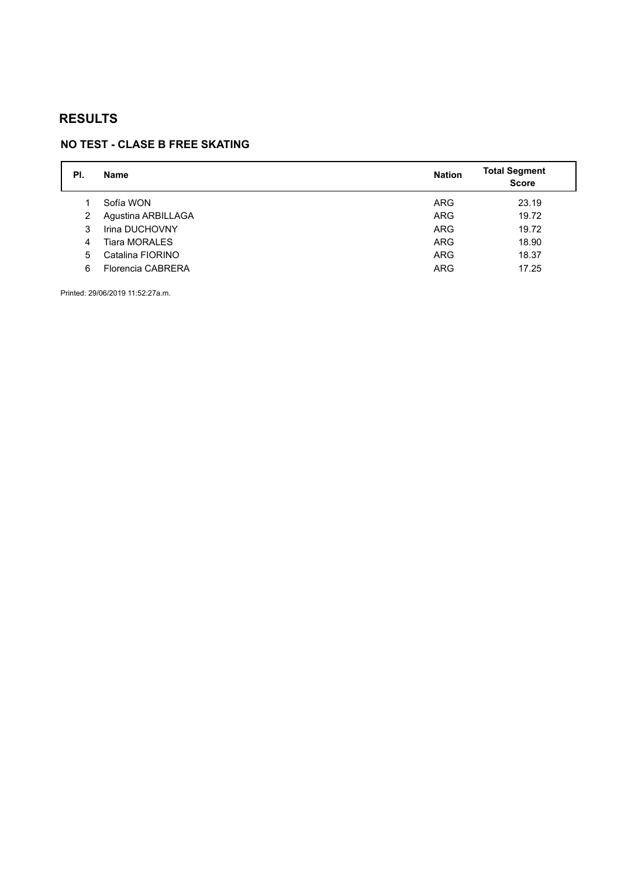# RESULTS

## NO TEST - CLASE B FREE SKATING

| Pl. | Name | Nation | Total Segment Score |
|---|---|---|---|
| 1 | Sofía WON | ARG | 23.19 |
| 2 | Agustina ARBILLAGA | ARG | 19.72 |
| 3 | Irina DUCHOVNY | ARG | 19.72 |
| 4 | Tiara MORALES | ARG | 18.90 |
| 5 | Catalina FIORINO | ARG | 18.37 |
| 6 | Florencia CABRERA | ARG | 17.25 |

Printed: 29/06/2019 11:52:27a.m.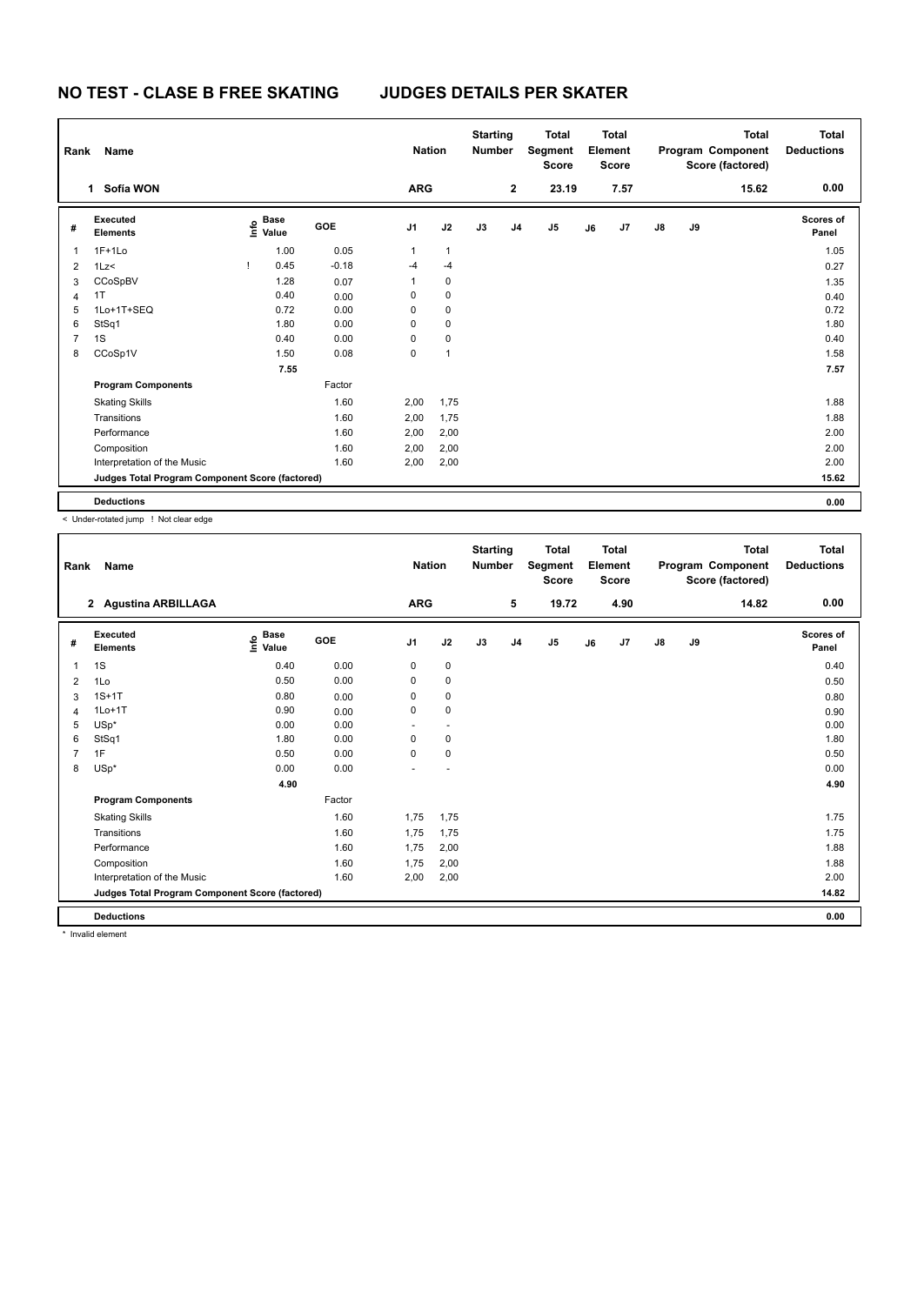# NO TEST - CLASE B FREE SKATING JUDGES DETAILS PER SKATER

| Rank | Name | Nation | Starting Number | Total Segment Score | Total Element Score | Total Program Component Score (factored) | Total Deductions |
|---|---|---|---|---|---|---|---|
| 1 | Sofía WON | ARG | 2 | 23.19 | 7.57 | 15.62 | 0.00 |

| # | Executed Elements | Info | Base Value | GOE | J1 | J2 | J3 | J4 | J5 | J6 | J7 | J8 | J9 | Scores of Panel |
|---|---|---|---|---|---|---|---|---|---|---|---|---|---|---|
| 1 | 1F+1Lo | | 1.00 | 0.05 | 1 | 1 | | | | | | | | 1.05 |
| 2 | 1Lz< | ! | 0.45 | -0.18 | -4 | -4 | | | | | | | | 0.27 |
| 3 | CCoSpBV | | 1.28 | 0.07 | 1 | 0 | | | | | | | | 1.35 |
| 4 | 1T | | 0.40 | 0.00 | 0 | 0 | | | | | | | | 0.40 |
| 5 | 1Lo+1T+SEQ | | 0.72 | 0.00 | 0 | 0 | | | | | | | | 0.72 |
| 6 | StSq1 | | 1.80 | 0.00 | 0 | 0 | | | | | | | | 1.80 |
| 7 | 1S | | 0.40 | 0.00 | 0 | 0 | | | | | | | | 0.40 |
| 8 | CCoSp1V | | 1.50 | 0.08 | 0 | 1 | | | | | | | | 1.58 |
| | | | 7.55 | | | | | | | | | | | 7.57 |
| | **Program Components** | | | Factor | | | | | | | | | | |
| | Skating Skills | | | 1.60 | 2,00 | 1,75 | | | | | | | | 1.88 |
| | Transitions | | | 1.60 | 2,00 | 1,75 | | | | | | | | 1.88 |
| | Performance | | | 1.60 | 2,00 | 2,00 | | | | | | | | 2.00 |
| | Composition | | | 1.60 | 2,00 | 2,00 | | | | | | | | 2.00 |
| | Interpretation of the Music | | | 1.60 | 2,00 | 2,00 | | | | | | | | 2.00 |
| | **Judges Total Program Component Score (factored)** | | | | | | | | | | | | | 15.62 |
| | **Deductions** | | | | | | | | | | | | | 0.00 |

< Under-rotated jump ! Not clear edge

| Rank | Name | Nation | Starting Number | Total Segment Score | Total Element Score | Total Program Component Score (factored) | Total Deductions |
|---|---|---|---|---|---|---|---|
| 2 | Agustina ARBILLAGA | ARG | 5 | 19.72 | 4.90 | 14.82 | 0.00 |

| # | Executed Elements | Info | Base Value | GOE | J1 | J2 | J3 | J4 | J5 | J6 | J7 | J8 | J9 | Scores of Panel |
|---|---|---|---|---|---|---|---|---|---|---|---|---|---|---|
| 1 | 1S | | 0.40 | 0.00 | 0 | 0 | | | | | | | | 0.40 |
| 2 | 1Lo | | 0.50 | 0.00 | 0 | 0 | | | | | | | | 0.50 |
| 3 | 1S+1T | | 0.80 | 0.00 | 0 | 0 | | | | | | | | 0.80 |
| 4 | 1Lo+1T | | 0.90 | 0.00 | 0 | 0 | | | | | | | | 0.90 |
| 5 | USp* | | 0.00 | 0.00 | - | - | | | | | | | | 0.00 |
| 6 | StSq1 | | 1.80 | 0.00 | 0 | 0 | | | | | | | | 1.80 |
| 7 | 1F | | 0.50 | 0.00 | 0 | 0 | | | | | | | | 0.50 |
| 8 | USp* | | 0.00 | 0.00 | - | - | | | | | | | | 0.00 |
| | | | 4.90 | | | | | | | | | | | 4.90 |
| | **Program Components** | | | Factor | | | | | | | | | | |
| | Skating Skills | | | 1.60 | 1,75 | 1,75 | | | | | | | | 1.75 |
| | Transitions | | | 1.60 | 1,75 | 1,75 | | | | | | | | 1.75 |
| | Performance | | | 1.60 | 1,75 | 2,00 | | | | | | | | 1.88 |
| | Composition | | | 1.60 | 1,75 | 2,00 | | | | | | | | 1.88 |
| | Interpretation of the Music | | | 1.60 | 2,00 | 2,00 | | | | | | | | 2.00 |
| | **Judges Total Program Component Score (factored)** | | | | | | | | | | | | | 14.82 |
| | **Deductions** | | | | | | | | | | | | | 0.00 |

* Invalid element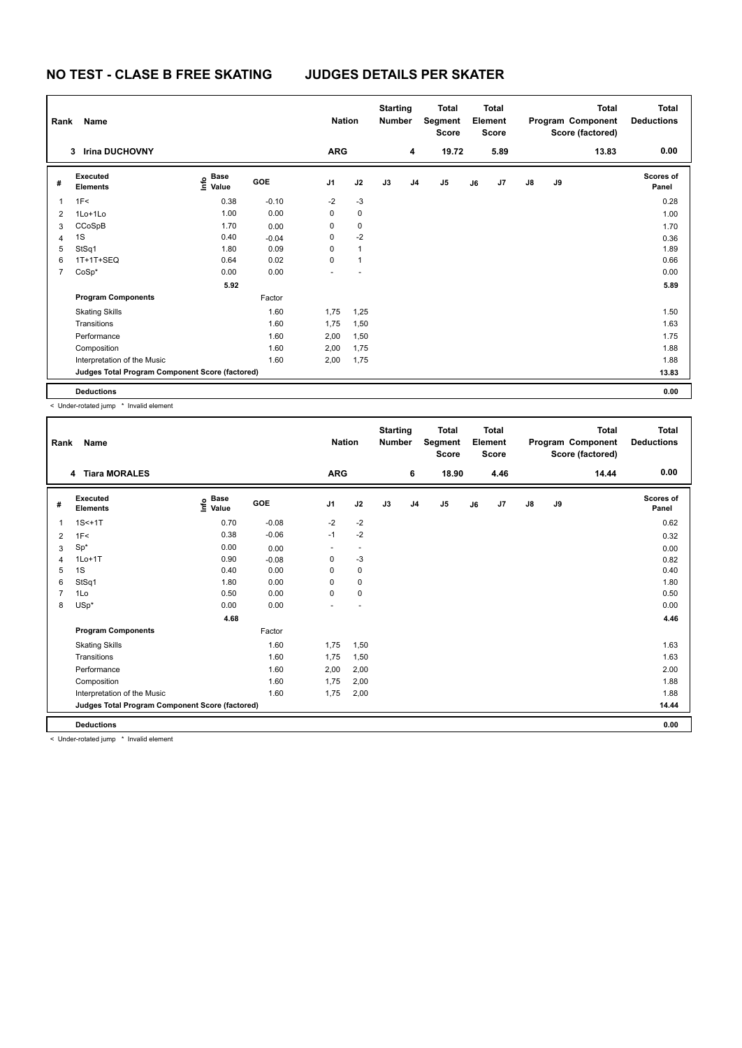# NO TEST - CLASE B FREE SKATING JUDGES DETAILS PER SKATER

| Rank | Name | Nation | Starting Number | Total Segment Score | Total Element Score | Total Program Component Score (factored) | Total Deductions |
|---|---|---|---|---|---|---|---|
| 3 | Irina DUCHOVNY | ARG | 4 | 19.72 | 5.89 | 13.83 | 0.00 |

| # | Executed Elements | Info | Base Value | GOE | J1 | J2 | J3 | J4 | J5 | J6 | J7 | J8 | J9 | Scores of Panel |
|---|---|---|---|---|---|---|---|---|---|---|---|---|---|---|
| 1 | 1F< | | 0.38 | -0.10 | -2 | -3 | | | | | | | | 0.28 |
| 2 | 1Lo+1Lo | | 1.00 | 0.00 | 0 | 0 | | | | | | | | 1.00 |
| 3 | CCoSpB | | 1.70 | 0.00 | 0 | 0 | | | | | | | | 1.70 |
| 4 | 1S | | 0.40 | -0.04 | 0 | -2 | | | | | | | | 0.36 |
| 5 | StSq1 | | 1.80 | 0.09 | 0 | 1 | | | | | | | | 1.89 |
| 6 | 1T+1T+SEQ | | 0.64 | 0.02 | 0 | 1 | | | | | | | | 0.66 |
| 7 | CoSp* | | 0.00 | 0.00 | - | - | | | | | | | | 0.00 |
| | | | 5.92 | | | | | | | | | | | 5.89 |
| | **Program Components** | | | Factor | | | | | | | | | | |
| | Skating Skills | | | 1.60 | 1,75 | 1,25 | | | | | | | | 1.50 |
| | Transitions | | | 1.60 | 1,75 | 1,50 | | | | | | | | 1.63 |
| | Performance | | | 1.60 | 2,00 | 1,50 | | | | | | | | 1.75 |
| | Composition | | | 1.60 | 2,00 | 1,75 | | | | | | | | 1.88 |
| | Interpretation of the Music | | | 1.60 | 2,00 | 1,75 | | | | | | | | 1.88 |
| | **Judges Total Program Component Score (factored)** | | | | | | | | | | | | | 13.83 |
| | **Deductions** | | | | | | | | | | | | | 0.00 |

< Under-rotated jump * Invalid element

| Rank | Name | Nation | Starting Number | Total Segment Score | Total Element Score | Total Program Component Score (factored) | Total Deductions |
|---|---|---|---|---|---|---|---|
| 4 | Tiara MORALES | ARG | 6 | 18.90 | 4.46 | 14.44 | 0.00 |

| # | Executed Elements | Info | Base Value | GOE | J1 | J2 | J3 | J4 | J5 | J6 | J7 | J8 | J9 | Scores of Panel |
|---|---|---|---|---|---|---|---|---|---|---|---|---|---|---|
| 1 | 1S<+1T | | 0.70 | -0.08 | -2 | -2 | | | | | | | | 0.62 |
| 2 | 1F< | | 0.38 | -0.06 | -1 | -2 | | | | | | | | 0.32 |
| 3 | Sp* | | 0.00 | 0.00 | - | - | | | | | | | | 0.00 |
| 4 | 1Lo+1T | | 0.90 | -0.08 | 0 | -3 | | | | | | | | 0.82 |
| 5 | 1S | | 0.40 | 0.00 | 0 | 0 | | | | | | | | 0.40 |
| 6 | StSq1 | | 1.80 | 0.00 | 0 | 0 | | | | | | | | 1.80 |
| 7 | 1Lo | | 0.50 | 0.00 | 0 | 0 | | | | | | | | 0.50 |
| 8 | USp* | | 0.00 | 0.00 | - | - | | | | | | | | 0.00 |
| | | | 4.68 | | | | | | | | | | | 4.46 |
| | **Program Components** | | | Factor | | | | | | | | | | |
| | Skating Skills | | | 1.60 | 1,75 | 1,50 | | | | | | | | 1.63 |
| | Transitions | | | 1.60 | 1,75 | 1,50 | | | | | | | | 1.63 |
| | Performance | | | 1.60 | 2,00 | 2,00 | | | | | | | | 2.00 |
| | Composition | | | 1.60 | 1,75 | 2,00 | | | | | | | | 1.88 |
| | Interpretation of the Music | | | 1.60 | 1,75 | 2,00 | | | | | | | | 1.88 |
| | **Judges Total Program Component Score (factored)** | | | | | | | | | | | | | 14.44 |
| | **Deductions** | | | | | | | | | | | | | 0.00 |

< Under-rotated jump * Invalid element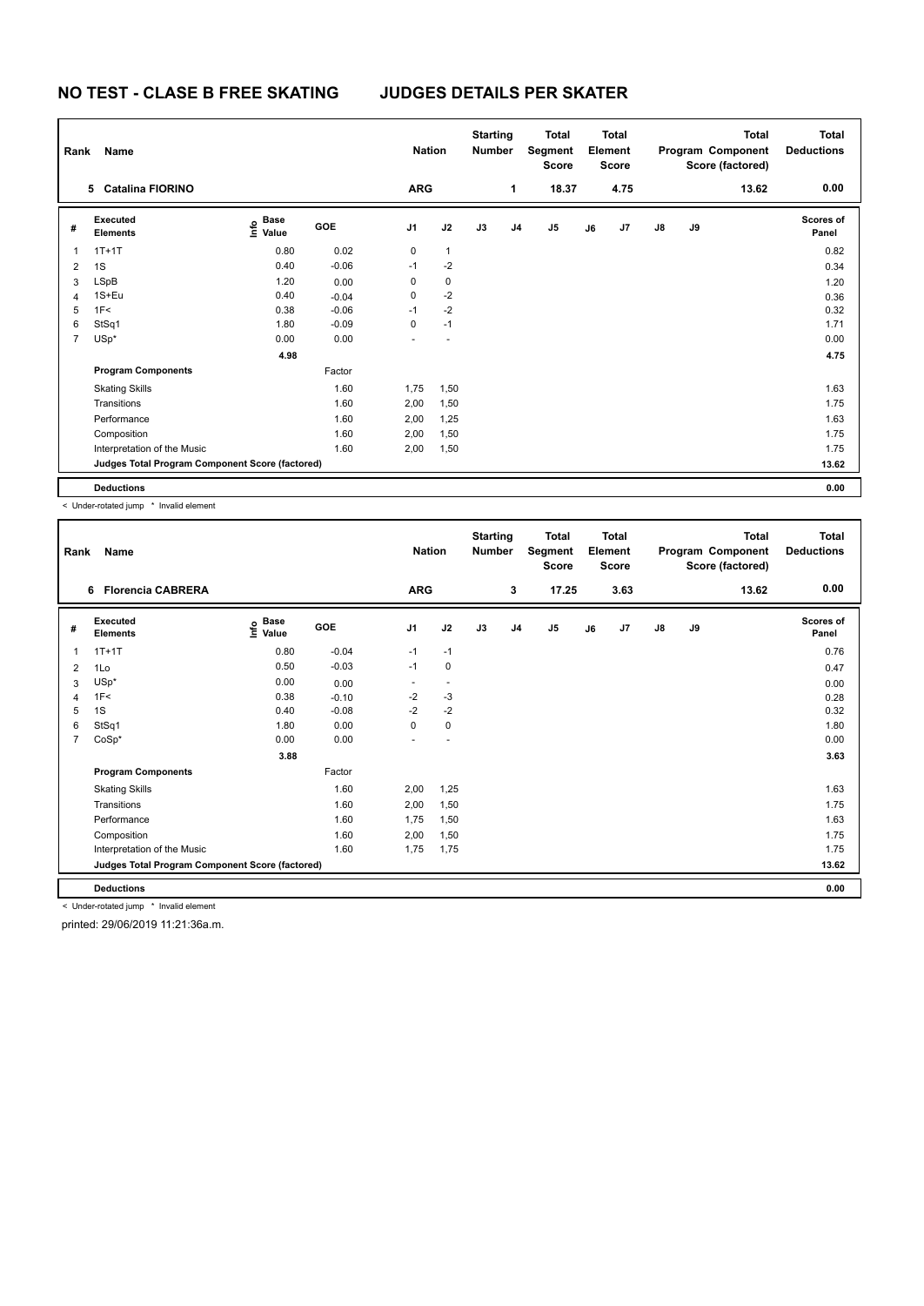# NO TEST - CLASE B FREE SKATING JUDGES DETAILS PER SKATER

| Rank | Name | Nation | Starting Number | Total Segment Score | Total Element Score | Total Program Component Score (factored) | Total Deductions |
|---|---|---|---|---|---|---|---|
| 5 | Catalina FIORINO | ARG | 1 | 18.37 | 4.75 | 13.62 | 0.00 |

| # | Executed Elements | Info | Base Value | GOE | J1 | J2 | J3 | J4 | J5 | J6 | J7 | J8 | J9 | Scores of Panel |
|---|---|---|---|---|---|---|---|---|---|---|---|---|---|---|
| 1 | 1T+1T | | 0.80 | 0.02 | 0 | 1 | | | | | | | | 0.82 |
| 2 | 1S | | 0.40 | -0.06 | -1 | -2 | | | | | | | | 0.34 |
| 3 | LSpB | | 1.20 | 0.00 | 0 | 0 | | | | | | | | 1.20 |
| 4 | 1S+Eu | | 0.40 | -0.04 | 0 | -2 | | | | | | | | 0.36 |
| 5 | 1F< | | 0.38 | -0.06 | -1 | -2 | | | | | | | | 0.32 |
| 6 | StSq1 | | 1.80 | -0.09 | 0 | -1 | | | | | | | | 1.71 |
| 7 | USp* | | 0.00 | 0.00 | - | - | | | | | | | | 0.00 |
| | | | 4.98 | | | | | | | | | | | 4.75 |
| | **Program Components** | | | Factor | | | | | | | | | | |
| | Skating Skills | | | 1.60 | 1,75 | 1,50 | | | | | | | | 1.63 |
| | Transitions | | | 1.60 | 2,00 | 1,50 | | | | | | | | 1.75 |
| | Performance | | | 1.60 | 2,00 | 1,25 | | | | | | | | 1.63 |
| | Composition | | | 1.60 | 2,00 | 1,50 | | | | | | | | 1.75 |
| | Interpretation of the Music | | | 1.60 | 2,00 | 1,50 | | | | | | | | 1.75 |
| | **Judges Total Program Component Score (factored)** | | | | | | | | | | | | | 13.62 |
| | **Deductions** | | | | | | | | | | | | | 0.00 |

< Under-rotated jump * Invalid element

| Rank | Name | Nation | Starting Number | Total Segment Score | Total Element Score | Total Program Component Score (factored) | Total Deductions |
|---|---|---|---|---|---|---|---|
| 6 | Florencia CABRERA | ARG | 3 | 17.25 | 3.63 | 13.62 | 0.00 |

| # | Executed Elements | Info | Base Value | GOE | J1 | J2 | J3 | J4 | J5 | J6 | J7 | J8 | J9 | Scores of Panel |
|---|---|---|---|---|---|---|---|---|---|---|---|---|---|---|
| 1 | 1T+1T | | 0.80 | -0.04 | -1 | -1 | | | | | | | | 0.76 |
| 2 | 1Lo | | 0.50 | -0.03 | -1 | 0 | | | | | | | | 0.47 |
| 3 | USp* | | 0.00 | 0.00 | - | - | | | | | | | | 0.00 |
| 4 | 1F< | | 0.38 | -0.10 | -2 | -3 | | | | | | | | 0.28 |
| 5 | 1S | | 0.40 | -0.08 | -2 | -2 | | | | | | | | 0.32 |
| 6 | StSq1 | | 1.80 | 0.00 | 0 | 0 | | | | | | | | 1.80 |
| 7 | CoSp* | | 0.00 | 0.00 | - | - | | | | | | | | 0.00 |
| | | | 3.88 | | | | | | | | | | | 3.63 |
| | **Program Components** | | | Factor | | | | | | | | | | |
| | Skating Skills | | | 1.60 | 2,00 | 1,25 | | | | | | | | 1.63 |
| | Transitions | | | 1.60 | 2,00 | 1,50 | | | | | | | | 1.75 |
| | Performance | | | 1.60 | 1,75 | 1,50 | | | | | | | | 1.63 |
| | Composition | | | 1.60 | 2,00 | 1,50 | | | | | | | | 1.75 |
| | Interpretation of the Music | | | 1.60 | 1,75 | 1,75 | | | | | | | | 1.75 |
| | **Judges Total Program Component Score (factored)** | | | | | | | | | | | | | 13.62 |
| | **Deductions** | | | | | | | | | | | | | 0.00 |

< Under-rotated jump * Invalid element

printed: 29/06/2019 11:21:36a.m.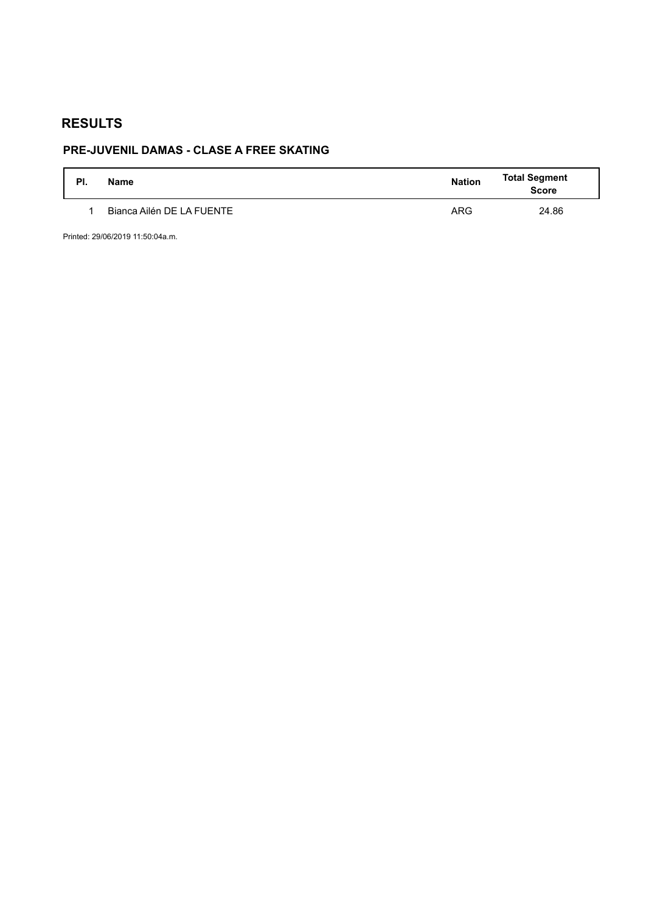# RESULTS

## PRE-JUVENIL DAMAS - CLASE A FREE SKATING

| Pl. | Name | Nation | Total Segment Score |
|---|---|---|---|
| 1 | Bianca Ailén DE LA FUENTE | ARG | 24.86 |

Printed: 29/06/2019 11:50:04a.m.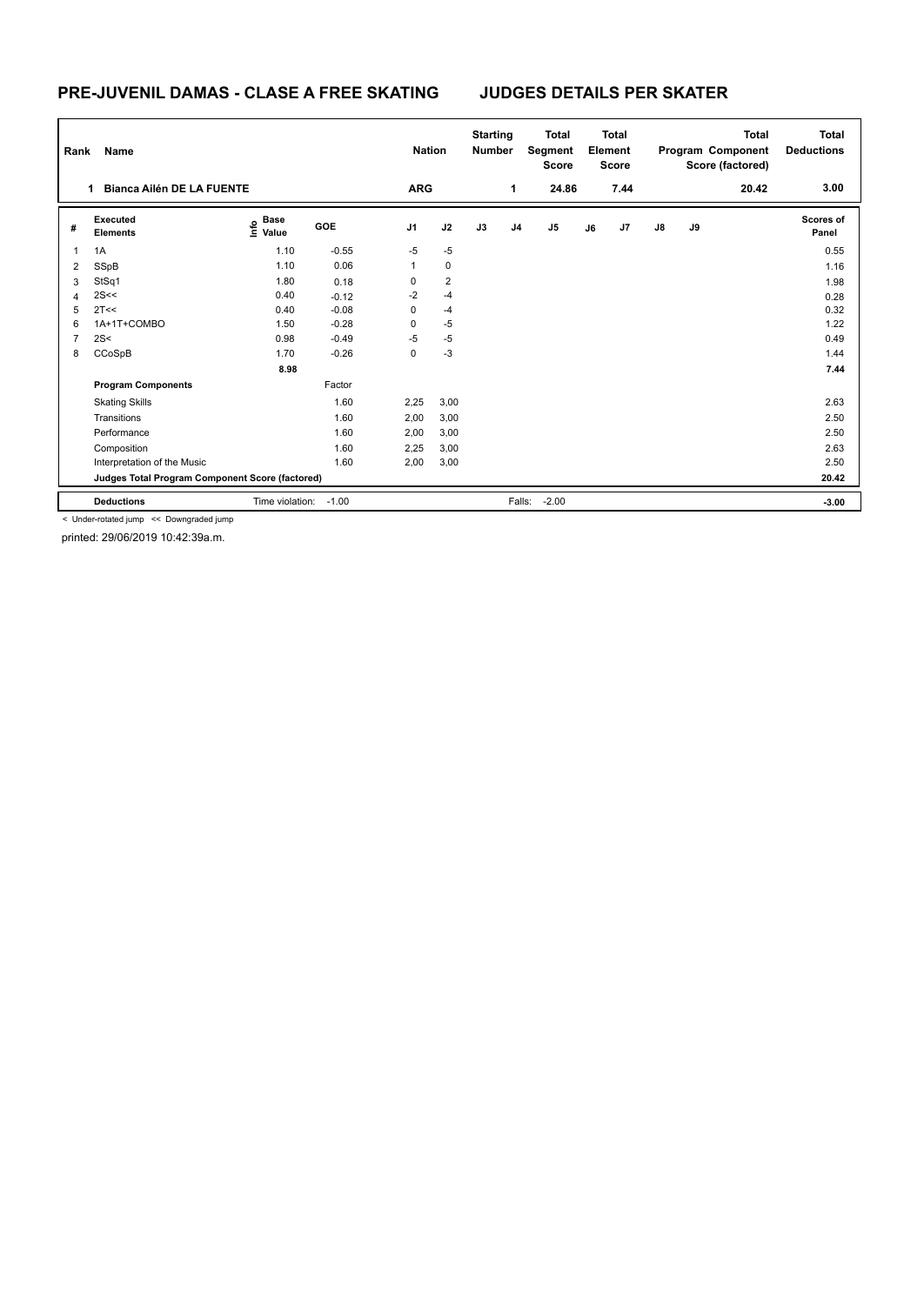# PRE-JUVENIL DAMAS - CLASE A FREE SKATING　　JUDGES DETAILS PER SKATER

| Rank | Name | Nation | Starting Number | Total Segment Score | Total Element Score | Total Program Component Score (factored) | Total Deductions |
|---|---|---|---|---|---|---|---|
| 1 | Bianca Ailén DE LA FUENTE | ARG | 1 | 24.86 | 7.44 | 20.42 | 3.00 |

| # | Executed Elements | Info | Base Value | GOE | J1 | J2 | J3 | J4 | J5 | J6 | J7 | J8 | J9 | Scores of Panel |
|---|---|---|---|---|---|---|---|---|---|---|---|---|---|---|
| 1 | 1A | | 1.10 | -0.55 | -5 | -5 | | | | | | | | 0.55 |
| 2 | SSpB | | 1.10 | 0.06 | 1 | 0 | | | | | | | | 1.16 |
| 3 | StSq1 | | 1.80 | 0.18 | 0 | 2 | | | | | | | | 1.98 |
| 4 | 2S<< | | 0.40 | -0.12 | -2 | -4 | | | | | | | | 0.28 |
| 5 | 2T<< | | 0.40 | -0.08 | 0 | -4 | | | | | | | | 0.32 |
| 6 | 1A+1T+COMBO | | 1.50 | -0.28 | 0 | -5 | | | | | | | | 1.22 |
| 7 | 2S< | | 0.98 | -0.49 | -5 | -5 | | | | | | | | 0.49 |
| 8 | CCoSpB | | 1.70 | -0.26 | 0 | -3 | | | | | | | | 1.44 |
| | | | 8.98 | | | | | | | | | | | 7.44 |
| | **Program Components** | | | Factor | | | | | | | | | | |
| | Skating Skills | | | 1.60 | 2,25 | 3,00 | | | | | | | | 2.63 |
| | Transitions | | | 1.60 | 2,00 | 3,00 | | | | | | | | 2.50 |
| | Performance | | | 1.60 | 2,00 | 3,00 | | | | | | | | 2.50 |
| | Composition | | | 1.60 | 2,25 | 3,00 | | | | | | | | 2.63 |
| | Interpretation of the Music | | | 1.60 | 2,00 | 3,00 | | | | | | | | 2.50 |
| | **Judges Total Program Component Score (factored)** | | | | | | | | | | | | | 20.42 |
| | **Deductions** | | Time violation: | -1.00 | | | | Falls: | -2.00 | | | | | -3.00 |

< Under-rotated jump << Downgraded jump

printed: 29/06/2019 10:42:39a.m.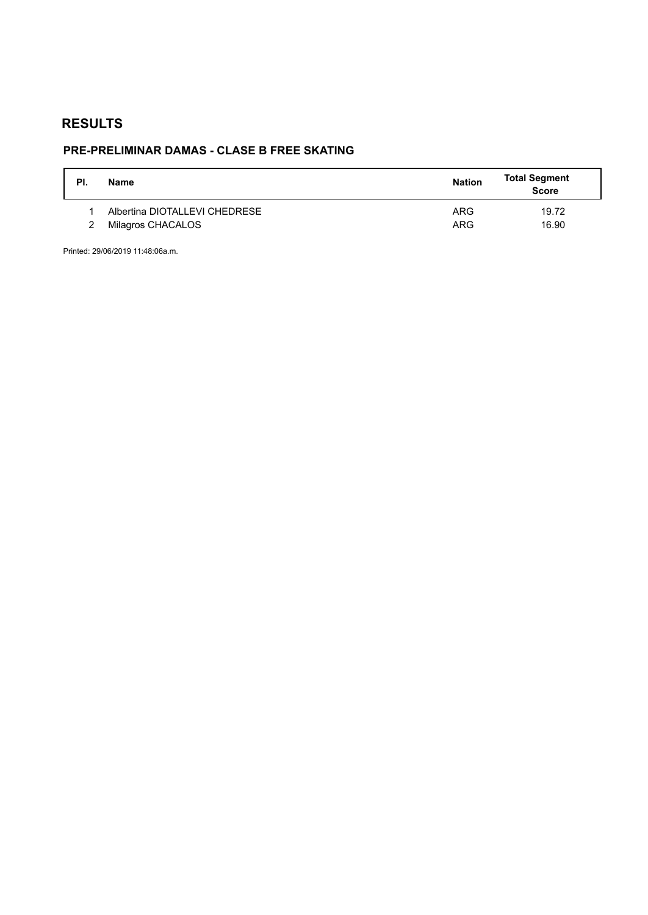# RESULTS

## PRE-PRELIMINAR DAMAS - CLASE B FREE SKATING

| Pl. | Name | Nation | Total Segment Score |
|---|---|---|---|
| 1 | Albertina DIOTALLEVI CHEDRESE | ARG | 19.72 |
| 2 | Milagros CHACALOS | ARG | 16.90 |

Printed: 29/06/2019 11:48:06a.m.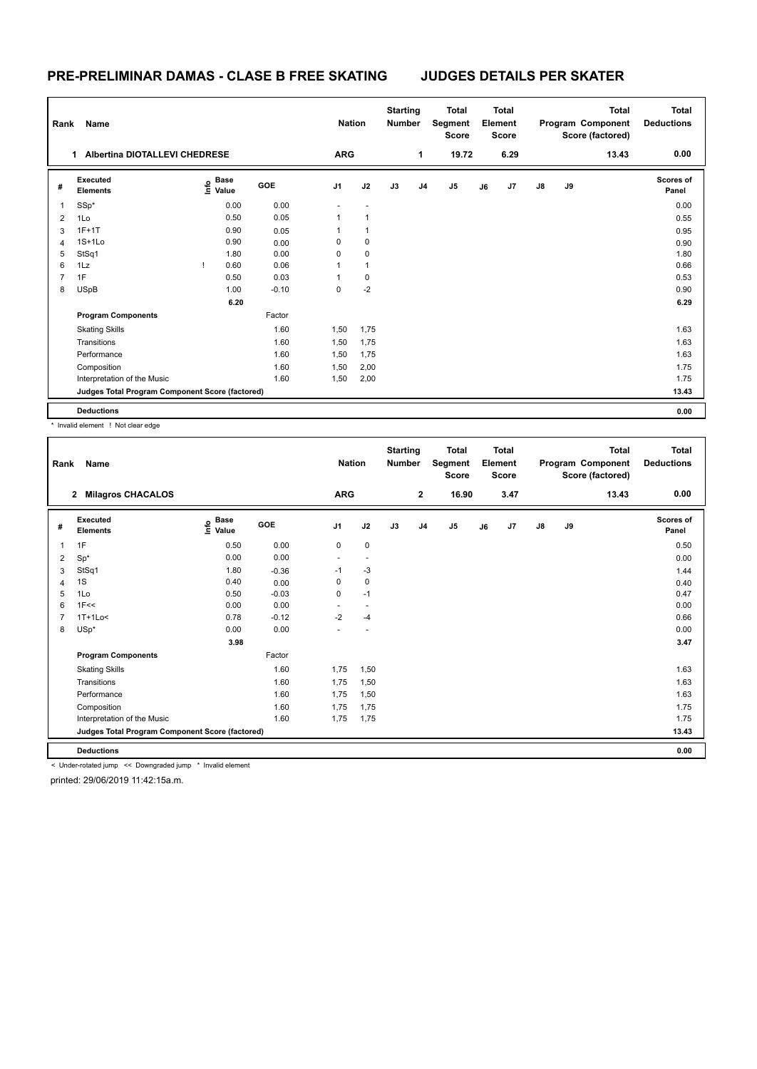# PRE-PRELIMINAR DAMAS - CLASE B FREE SKATING JUDGES DETAILS PER SKATER

| Rank | Name | Nation | Starting Number | Total Segment Score | Total Element Score | Total Program Component Score (factored) | Total Deductions |
|---|---|---|---|---|---|---|---|
| 1 | Albertina DIOTALLEVI CHEDRESE | ARG | 1 | 19.72 | 6.29 | 13.43 | 0.00 |

| # | Executed Elements | Info | Base Value | GOE | J1 | J2 | J3 | J4 | J5 | J6 | J7 | J8 | J9 | Scores of Panel |
|---|---|---|---|---|---|---|---|---|---|---|---|---|---|---|
| 1 | SSp* | | 0.00 | 0.00 | - | - | | | | | | | | 0.00 |
| 2 | 1Lo | | 0.50 | 0.05 | 1 | 1 | | | | | | | | 0.55 |
| 3 | 1F+1T | | 0.90 | 0.05 | 1 | 1 | | | | | | | | 0.95 |
| 4 | 1S+1Lo | | 0.90 | 0.00 | 0 | 0 | | | | | | | | 0.90 |
| 5 | StSq1 | | 1.80 | 0.00 | 0 | 0 | | | | | | | | 1.80 |
| 6 | 1Lz | ! | 0.60 | 0.06 | 1 | 1 | | | | | | | | 0.66 |
| 7 | 1F | | 0.50 | 0.03 | 1 | 0 | | | | | | | | 0.53 |
| 8 | USpB | | 1.00 | -0.10 | 0 | -2 | | | | | | | | 0.90 |
| | | | 6.20 | | | | | | | | | | | 6.29 |
| | **Program Components** | | | Factor | | | | | | | | | | |
| | Skating Skills | | | 1.60 | 1,50 | 1,75 | | | | | | | | 1.63 |
| | Transitions | | | 1.60 | 1,50 | 1,75 | | | | | | | | 1.63 |
| | Performance | | | 1.60 | 1,50 | 1,75 | | | | | | | | 1.63 |
| | Composition | | | 1.60 | 1,50 | 2,00 | | | | | | | | 1.75 |
| | Interpretation of the Music | | | 1.60 | 1,50 | 2,00 | | | | | | | | 1.75 |
| | **Judges Total Program Component Score (factored)** | | | | | | | | | | | | | 13.43 |
| | **Deductions** | | | | | | | | | | | | | 0.00 |

\* Invalid element ! Not clear edge

| Rank | Name | Nation | Starting Number | Total Segment Score | Total Element Score | Total Program Component Score (factored) | Total Deductions |
|---|---|---|---|---|---|---|---|
| 2 | Milagros CHACALOS | ARG | 2 | 16.90 | 3.47 | 13.43 | 0.00 |

| # | Executed Elements | Info | Base Value | GOE | J1 | J2 | J3 | J4 | J5 | J6 | J7 | J8 | J9 | Scores of Panel |
|---|---|---|---|---|---|---|---|---|---|---|---|---|---|---|
| 1 | 1F | | 0.50 | 0.00 | 0 | 0 | | | | | | | | 0.50 |
| 2 | Sp* | | 0.00 | 0.00 | - | - | | | | | | | | 0.00 |
| 3 | StSq1 | | 1.80 | -0.36 | -1 | -3 | | | | | | | | 1.44 |
| 4 | 1S | | 0.40 | 0.00 | 0 | 0 | | | | | | | | 0.40 |
| 5 | 1Lo | | 0.50 | -0.03 | 0 | -1 | | | | | | | | 0.47 |
| 6 | 1F<< | | 0.00 | 0.00 | - | - | | | | | | | | 0.00 |
| 7 | 1T+1Lo< | | 0.78 | -0.12 | -2 | -4 | | | | | | | | 0.66 |
| 8 | USp* | | 0.00 | 0.00 | - | - | | | | | | | | 0.00 |
| | | | 3.98 | | | | | | | | | | | 3.47 |
| | **Program Components** | | | Factor | | | | | | | | | | |
| | Skating Skills | | | 1.60 | 1,75 | 1,50 | | | | | | | | 1.63 |
| | Transitions | | | 1.60 | 1,75 | 1,50 | | | | | | | | 1.63 |
| | Performance | | | 1.60 | 1,75 | 1,50 | | | | | | | | 1.63 |
| | Composition | | | 1.60 | 1,75 | 1,75 | | | | | | | | 1.75 |
| | Interpretation of the Music | | | 1.60 | 1,75 | 1,75 | | | | | | | | 1.75 |
| | **Judges Total Program Component Score (factored)** | | | | | | | | | | | | | 13.43 |
| | **Deductions** | | | | | | | | | | | | | 0.00 |

< Under-rotated jump << Downgraded jump * Invalid element

printed: 29/06/2019 11:42:15a.m.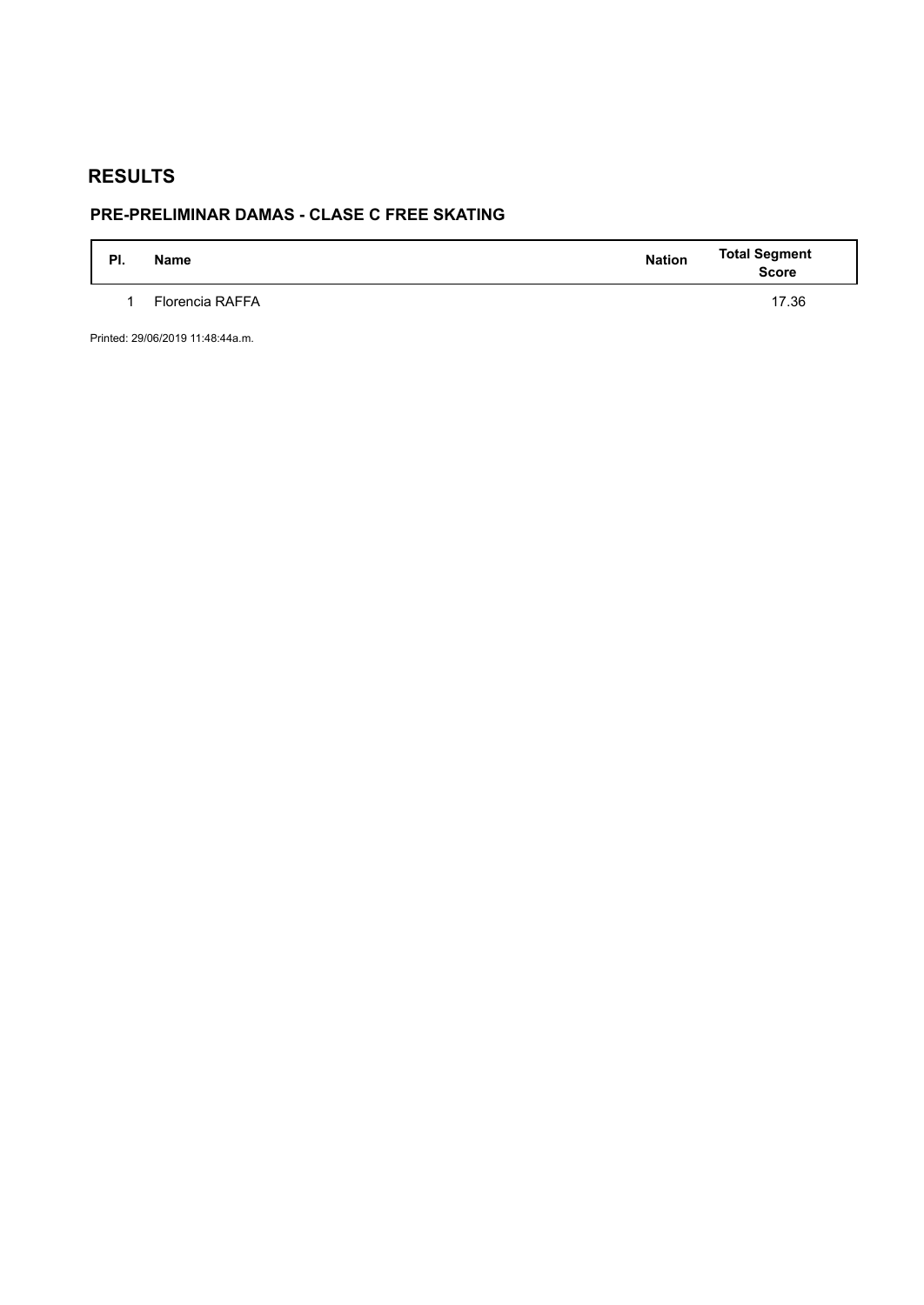# RESULTS

## PRE-PRELIMINAR DAMAS - CLASE C FREE SKATING

| Pl. | Name | Nation | Total Segment Score |
|---|---|---|---|
| 1 | Florencia RAFFA | | 17.36 |

Printed: 29/06/2019 11:48:44a.m.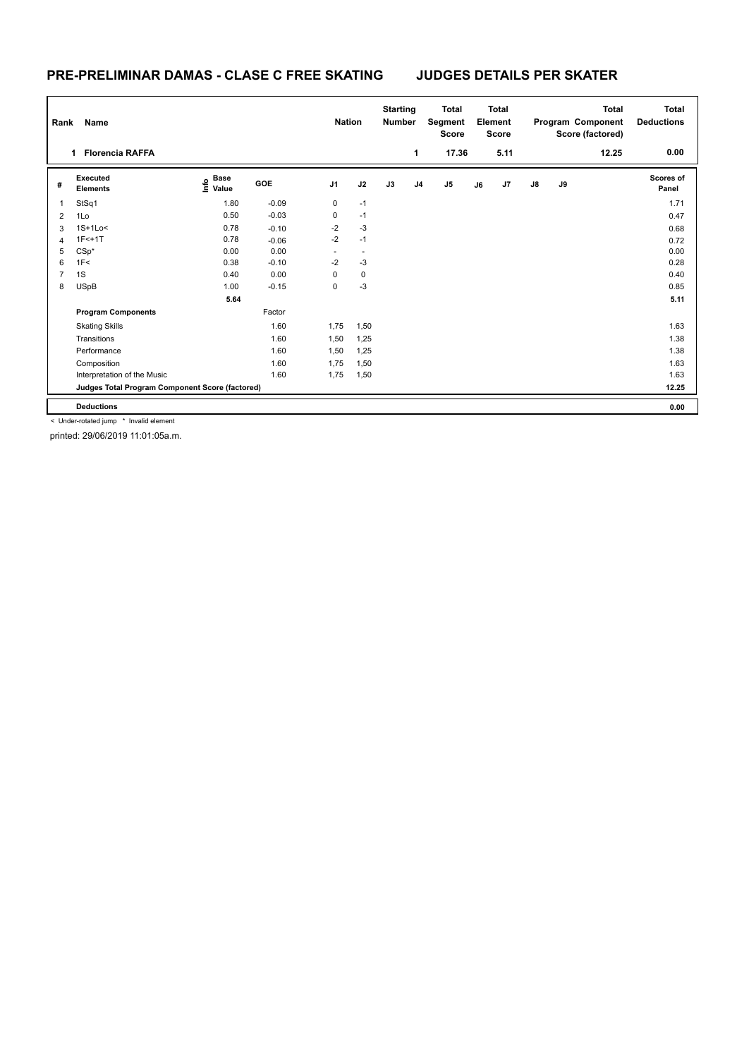## PRE-PRELIMINAR DAMAS - CLASE C FREE SKATING JUDGES DETAILS PER SKATER

| Rank | Name | Nation | Starting Number | Total Segment Score | Total Element Score | Total Program Component Score (factored) | Total Deductions |
|---|---|---|---|---|---|---|---|
| 1 | Florencia RAFFA | | 1 | 17.36 | 5.11 | 12.25 | 0.00 |

| # | Executed Elements | Info | Base Value | GOE | J1 | J2 | J3 | J4 | J5 | J6 | J7 | J8 | J9 | Scores of Panel |
|---|---|---|---|---|---|---|---|---|---|---|---|---|---|---|
| 1 | StSq1 | | 1.80 | -0.09 | 0 | -1 | | | | | | | | 1.71 |
| 2 | 1Lo | | 0.50 | -0.03 | 0 | -1 | | | | | | | | 0.47 |
| 3 | 1S+1Lo< | | 0.78 | -0.10 | -2 | -3 | | | | | | | | 0.68 |
| 4 | 1F<+1T | | 0.78 | -0.06 | -2 | -1 | | | | | | | | 0.72 |
| 5 | CSp* | | 0.00 | 0.00 | - | - | | | | | | | | 0.00 |
| 6 | 1F< | | 0.38 | -0.10 | -2 | -3 | | | | | | | | 0.28 |
| 7 | 1S | | 0.40 | 0.00 | 0 | 0 | | | | | | | | 0.40 |
| 8 | USpB | | 1.00 | -0.15 | 0 | -3 | | | | | | | | 0.85 |
| | | | 5.64 | | | | | | | | | | | 5.11 |
| | **Program Components** | | | Factor | | | | | | | | | | |
| | Skating Skills | | | 1.60 | 1,75 | 1,50 | | | | | | | | 1.63 |
| | Transitions | | | 1.60 | 1,50 | 1,25 | | | | | | | | 1.38 |
| | Performance | | | 1.60 | 1,50 | 1,25 | | | | | | | | 1.38 |
| | Composition | | | 1.60 | 1,75 | 1,50 | | | | | | | | 1.63 |
| | Interpretation of the Music | | | 1.60 | 1,75 | 1,50 | | | | | | | | 1.63 |
| | **Judges Total Program Component Score (factored)** | | | | | | | | | | | | | 12.25 |
| | **Deductions** | | | | | | | | | | | | | 0.00 |

< Under-rotated jump * Invalid element

printed: 29/06/2019 11:01:05a.m.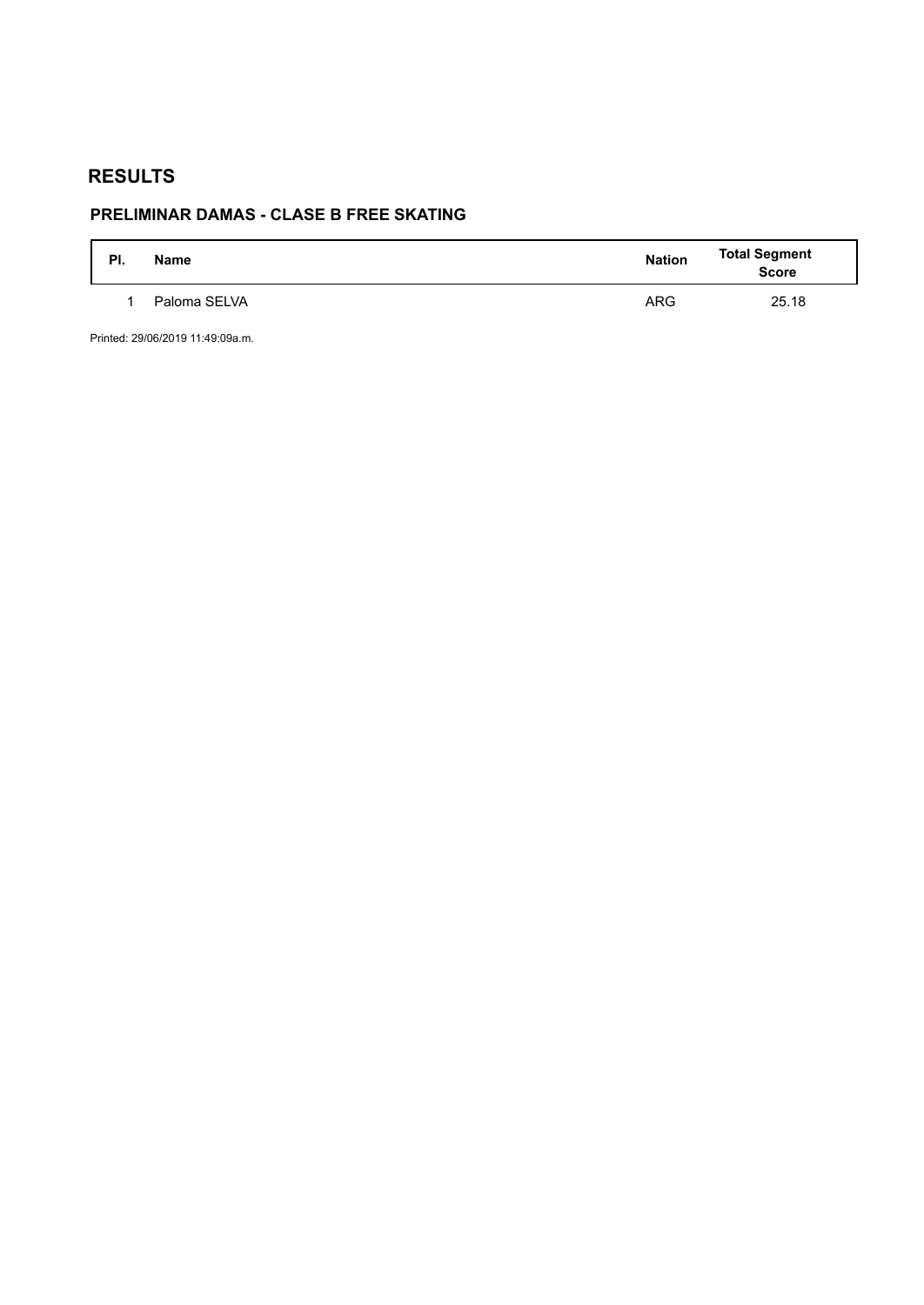# RESULTS

## PRELIMINAR DAMAS - CLASE B FREE SKATING

| Pl. | Name | Nation | Total Segment Score |
|---|---|---|---|
| 1 | Paloma SELVA | ARG | 25.18 |

Printed: 29/06/2019 11:49:09a.m.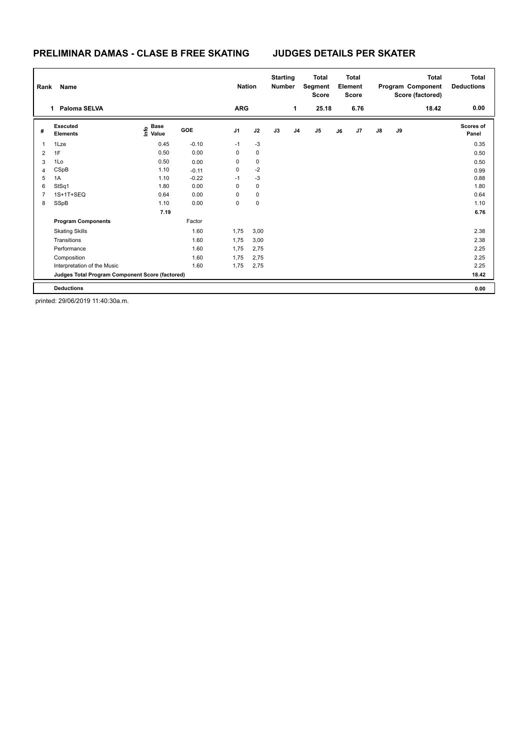# PRELIMINAR DAMAS - CLASE B FREE SKATING JUDGES DETAILS PER SKATER

| Rank | Name | Nation | Starting Number | Total Segment Score | Total Element Score | Total Program Component Score (factored) | Total Deductions |
|---|---|---|---|---|---|---|---|
| 1 | Paloma SELVA | ARG | 1 | 25.18 | 6.76 | 18.42 | 0.00 |

| # | Executed Elements | Info | Base Value | GOE | J1 | J2 | J3 | J4 | J5 | J6 | J7 | J8 | J9 | Scores of Panel |
|---|---|---|---|---|---|---|---|---|---|---|---|---|---|---|
| 1 | 1Lze | | 0.45 | -0.10 | -1 | -3 | | | | | | | | 0.35 |
| 2 | 1F | | 0.50 | 0.00 | 0 | 0 | | | | | | | | 0.50 |
| 3 | 1Lo | | 0.50 | 0.00 | 0 | 0 | | | | | | | | 0.50 |
| 4 | CSpB | | 1.10 | -0.11 | 0 | -2 | | | | | | | | 0.99 |
| 5 | 1A | | 1.10 | -0.22 | -1 | -3 | | | | | | | | 0.88 |
| 6 | StSq1 | | 1.80 | 0.00 | 0 | 0 | | | | | | | | 1.80 |
| 7 | 1S+1T+SEQ | | 0.64 | 0.00 | 0 | 0 | | | | | | | | 0.64 |
| 8 | SSpB | | 1.10 | 0.00 | 0 | 0 | | | | | | | | 1.10 |
| | | | 7.19 | | | | | | | | | | | 6.76 |
| | **Program Components** | | | Factor | | | | | | | | | | |
| | Skating Skills | | | 1.60 | 1,75 | 3,00 | | | | | | | | 2.38 |
| | Transitions | | | 1.60 | 1,75 | 3,00 | | | | | | | | 2.38 |
| | Performance | | | 1.60 | 1,75 | 2,75 | | | | | | | | 2.25 |
| | Composition | | | 1.60 | 1,75 | 2,75 | | | | | | | | 2.25 |
| | Interpretation of the Music | | | 1.60 | 1,75 | 2,75 | | | | | | | | 2.25 |
| | **Judges Total Program Component Score (factored)** | | | | | | | | | | | | | 18.42 |
| | **Deductions** | | | | | | | | | | | | | 0.00 |

printed: 29/06/2019 11:40:30a.m.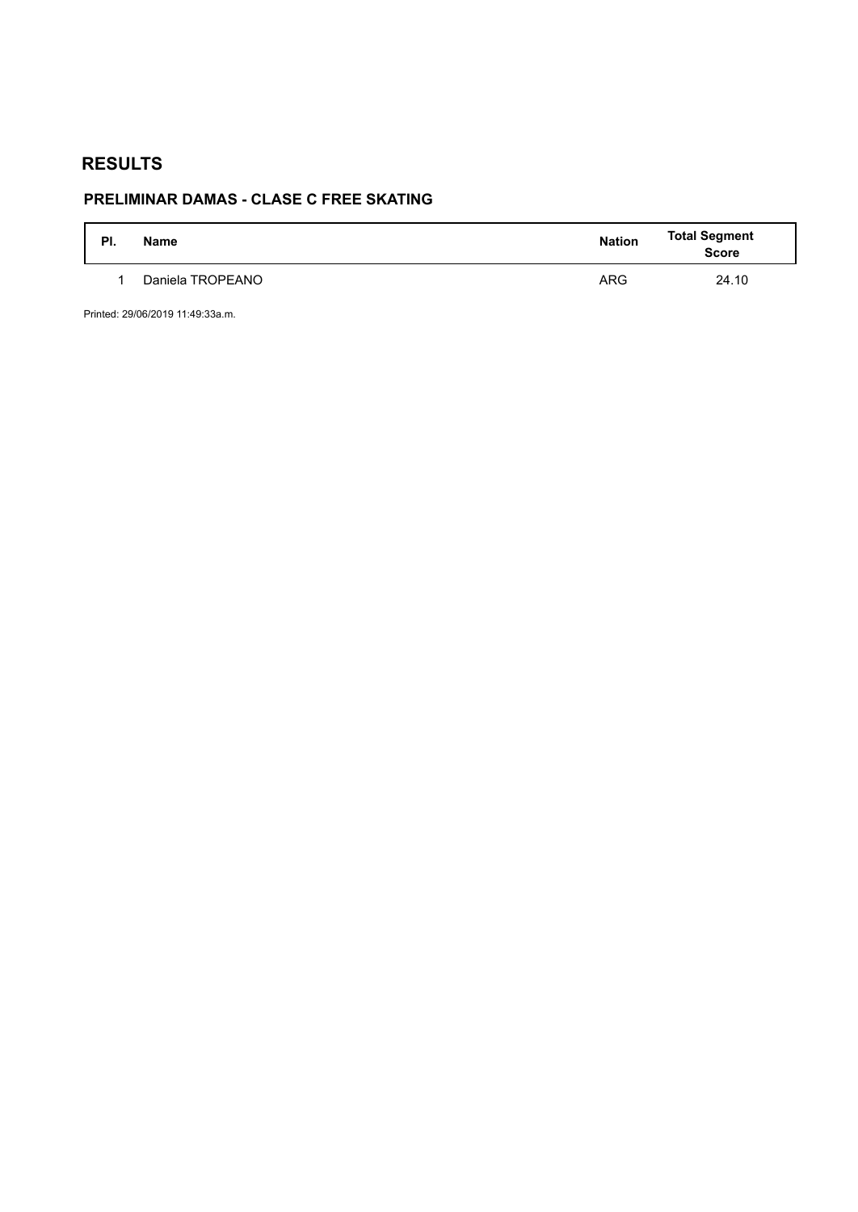# RESULTS

## PRELIMINAR DAMAS - CLASE C FREE SKATING

| Pl. | Name | Nation | Total Segment Score |
| --- | --- | --- | --- |
| 1 | Daniela TROPEANO | ARG | 24.10 |

Printed: 29/06/2019 11:49:33a.m.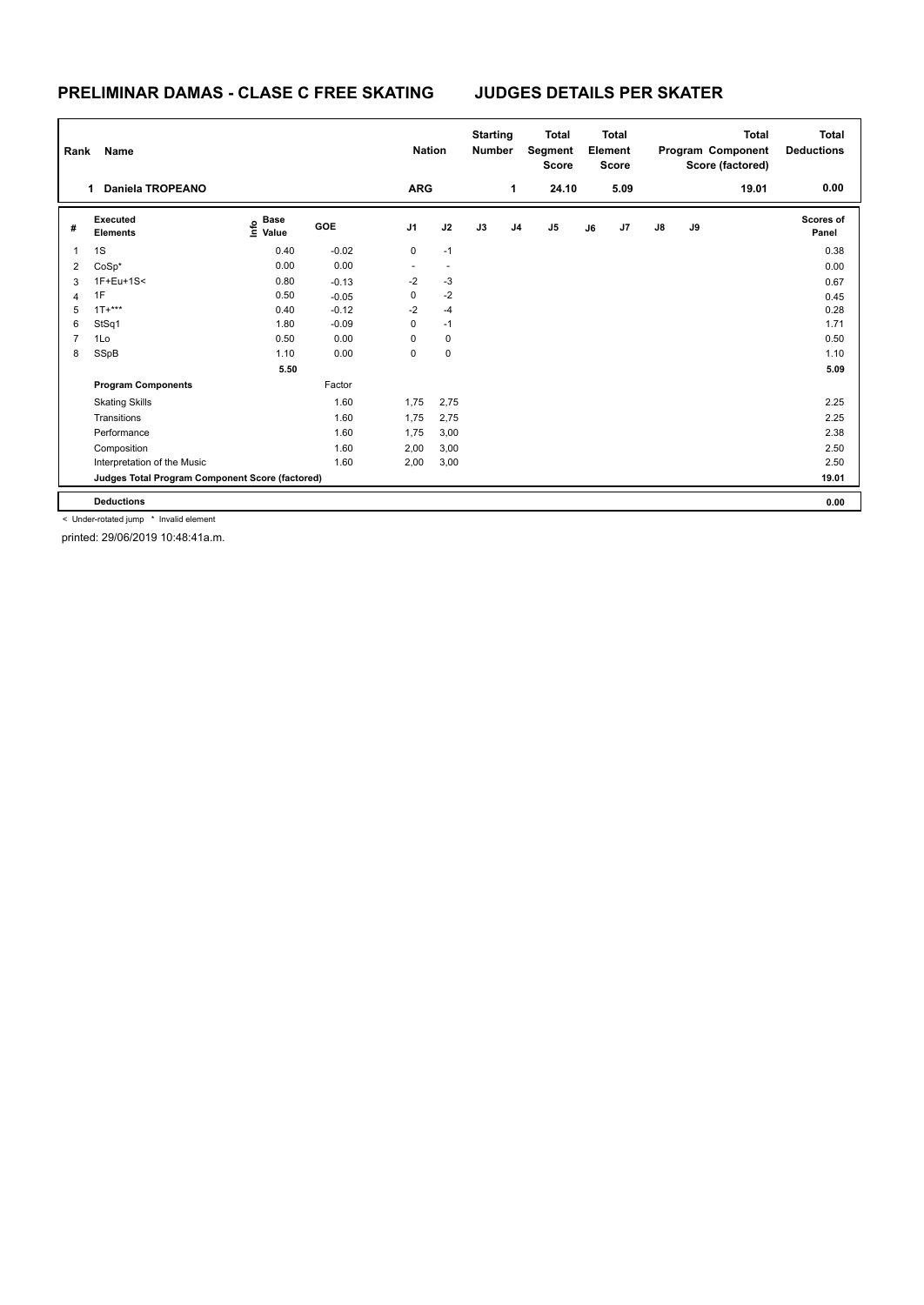# PRELIMINAR DAMAS - CLASE C FREE SKATING JUDGES DETAILS PER SKATER

| Rank | Name | Nation | Starting Number | Total Segment Score | Total Element Score | Total Program Component Score (factored) | Total Deductions |
|---|---|---|---|---|---|---|---|
| 1 | Daniela TROPEANO | ARG | 1 | 24.10 | 5.09 | 19.01 | 0.00 |

| # | Executed Elements | Info | Base Value | GOE | J1 | J2 | J3 | J4 | J5 | J6 | J7 | J8 | J9 | Scores of Panel |
|---|---|---|---|---|---|---|---|---|---|---|---|---|---|---|
| 1 | 1S | | 0.40 | -0.02 | 0 | -1 | | | | | | | | 0.38 |
| 2 | CoSp* | | 0.00 | 0.00 | - | - | | | | | | | | 0.00 |
| 3 | 1F+Eu+1S< | | 0.80 | -0.13 | -2 | -3 | | | | | | | | 0.67 |
| 4 | 1F | | 0.50 | -0.05 | 0 | -2 | | | | | | | | 0.45 |
| 5 | 1T+*** | | 0.40 | -0.12 | -2 | -4 | | | | | | | | 0.28 |
| 6 | StSq1 | | 1.80 | -0.09 | 0 | -1 | | | | | | | | 1.71 |
| 7 | 1Lo | | 0.50 | 0.00 | 0 | 0 | | | | | | | | 0.50 |
| 8 | SSpB | | 1.10 | 0.00 | 0 | 0 | | | | | | | | 1.10 |
| | | | 5.50 | | | | | | | | | | | 5.09 |
| | **Program Components** | | | Factor | | | | | | | | | | |
| | Skating Skills | | | 1.60 | 1,75 | 2,75 | | | | | | | | 2.25 |
| | Transitions | | | 1.60 | 1,75 | 2,75 | | | | | | | | 2.25 |
| | Performance | | | 1.60 | 1,75 | 3,00 | | | | | | | | 2.38 |
| | Composition | | | 1.60 | 2,00 | 3,00 | | | | | | | | 2.50 |
| | Interpretation of the Music | | | 1.60 | 2,00 | 3,00 | | | | | | | | 2.50 |
| | **Judges Total Program Component Score (factored)** | | | | | | | | | | | | | 19.01 |
| | **Deductions** | | | | | | | | | | | | | 0.00 |

< Under-rotated jump * Invalid element

printed: 29/06/2019 10:48:41a.m.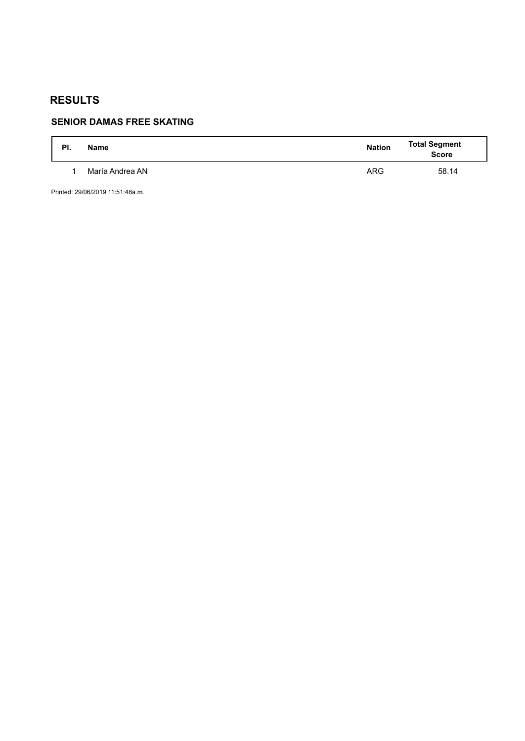# RESULTS

## SENIOR DAMAS FREE SKATING

| Pl. | Name | Nation | Total Segment Score |
|---|---|---|---|
| 1 | María Andrea AN | ARG | 58.14 |

Printed: 29/06/2019 11:51:48a.m.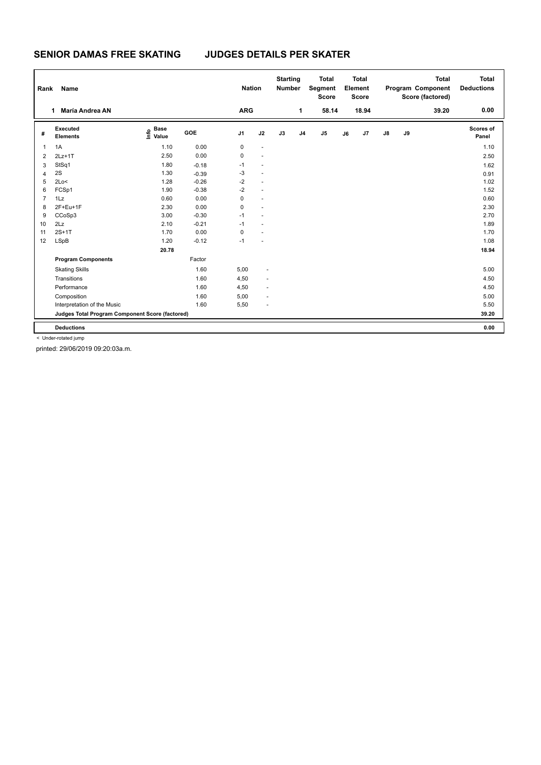# SENIOR DAMAS FREE SKATING JUDGES DETAILS PER SKATER

| Rank | Name | Nation | Starting Number | Total Segment Score | Total Element Score | Total Program Component Score (factored) | Total Deductions |
|---|---|---|---|---|---|---|---|
| 1 | María Andrea AN | ARG | 1 | 58.14 | 18.94 | 39.20 | 0.00 |

| # | Executed Elements | Info | Base Value | GOE | J1 | J2 | J3 | J4 | J5 | J6 | J7 | J8 | J9 | Scores of Panel |
|---|---|---|---|---|---|---|---|---|---|---|---|---|---|---|
| 1 | 1A | | 1.10 | 0.00 | 0 | - | | | | | | | | 1.10 |
| 2 | 2Lz+1T | | 2.50 | 0.00 | 0 | - | | | | | | | | 2.50 |
| 3 | StSq1 | | 1.80 | -0.18 | -1 | - | | | | | | | | 1.62 |
| 4 | 2S | | 1.30 | -0.39 | -3 | - | | | | | | | | 0.91 |
| 5 | 2Lo< | | 1.28 | -0.26 | -2 | - | | | | | | | | 1.02 |
| 6 | FCSp1 | | 1.90 | -0.38 | -2 | - | | | | | | | | 1.52 |
| 7 | 1Lz | | 0.60 | 0.00 | 0 | - | | | | | | | | 0.60 |
| 8 | 2F+Eu+1F | | 2.30 | 0.00 | 0 | - | | | | | | | | 2.30 |
| 9 | CCoSp3 | | 3.00 | -0.30 | -1 | - | | | | | | | | 2.70 |
| 10 | 2Lz | | 2.10 | -0.21 | -1 | - | | | | | | | | 1.89 |
| 11 | 2S+1T | | 1.70 | 0.00 | 0 | - | | | | | | | | 1.70 |
| 12 | LSpB | | 1.20 | -0.12 | -1 | - | | | | | | | | 1.08 |
| | | | 20.78 | | | | | | | | | | | 18.94 |
| | **Program Components** | | | Factor | | | | | | | | | | |
| | Skating Skills | | | 1.60 | 5,00 | - | | | | | | | | 5.00 |
| | Transitions | | | 1.60 | 4,50 | - | | | | | | | | 4.50 |
| | Performance | | | 1.60 | 4,50 | - | | | | | | | | 4.50 |
| | Composition | | | 1.60 | 5,00 | - | | | | | | | | 5.00 |
| | Interpretation of the Music | | | 1.60 | 5,50 | - | | | | | | | | 5.50 |
| | **Judges Total Program Component Score (factored)** | | | | | | | | | | | | | 39.20 |
| | **Deductions** | | | | | | | | | | | | | 0.00 |

< Under-rotated jump

printed: 29/06/2019 09:20:03a.m.